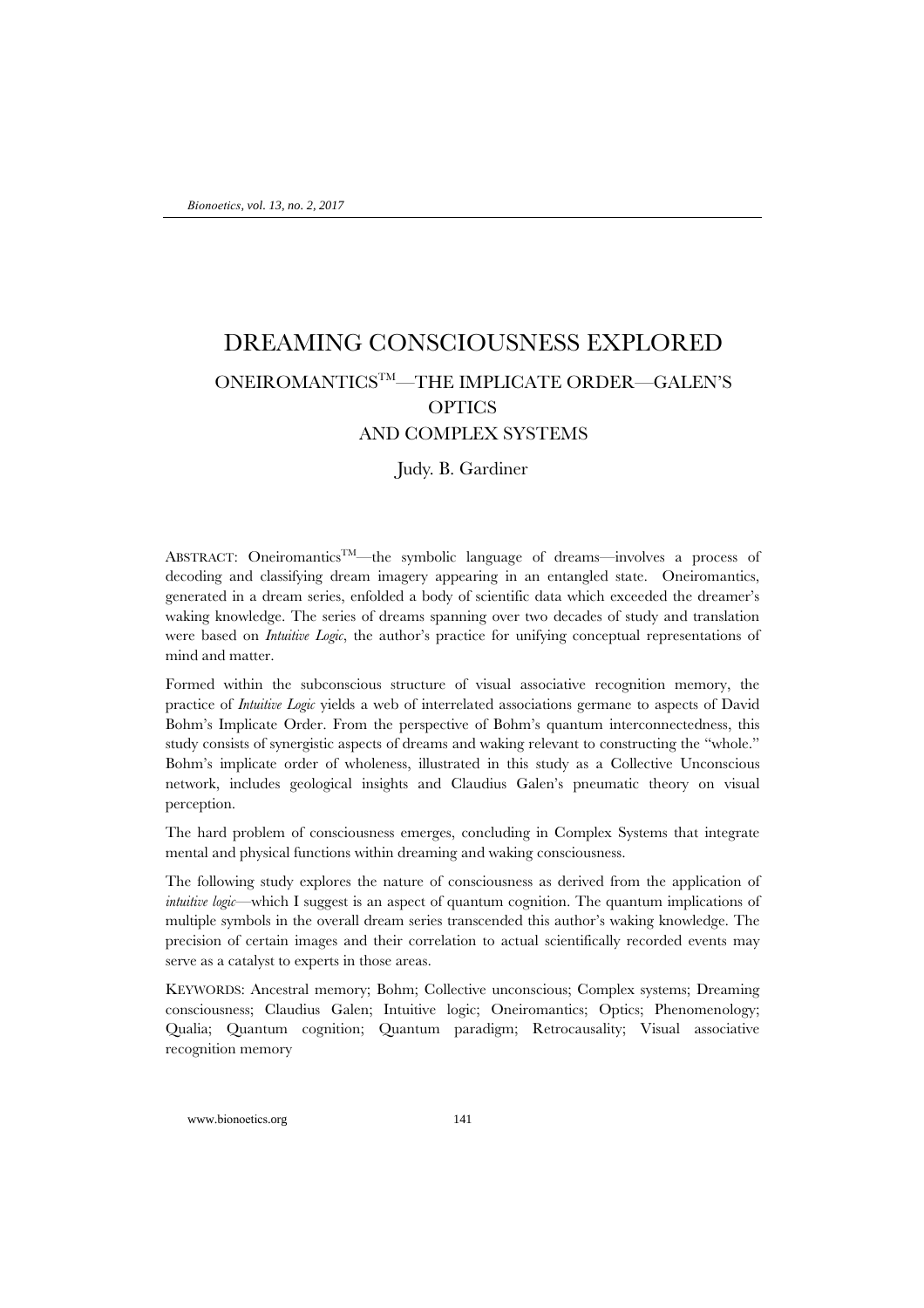# DREAMING CONSCIOUSNESS EXPLORED

## ONEIROMANTICS™—THE IMPLICATE ORDER—GALEN'S OPTICS AND COMPLEX SYSTEMS

Judy. B. Gardiner

ABSTRACT: Oneiromantics™—the symbolic language of dreams—involves a process of decoding and classifying dream imagery appearing in an entangled state. Oneiromantics, generated in a dream series, enfolded a body of scientific data which exceeded the dreamer's waking knowledge. The series of dreams spanning over two decades of study and translation were based on *Intuitive Logic*, the author's practice for unifying conceptual representations of mind and matter.

Formed within the subconscious structure of visual associative recognition memory, the practice of *Intuitive Logic* yields a web of interrelated associations germane to aspects of David Bohm's Implicate Order. From the perspective of Bohm's quantum interconnectedness, this study consists of synergistic aspects of dreams and waking relevant to constructing the "whole." Bohm's implicate order of wholeness, illustrated in this study as a Collective Unconscious network, includes geological insights and Claudius Galen's pneumatic theory on visual perception.

The hard problem of consciousness emerges, concluding in Complex Systems that integrate mental and physical functions within dreaming and waking consciousness.

The following study explores the nature of consciousness as derived from the application of *intuitive logic*—which I suggest is an aspect of quantum cognition. The quantum implications of multiple symbols in the overall dream series transcended this author's waking knowledge. The precision of certain images and their correlation to actual scientifically recorded events may serve as a catalyst to experts in those areas.

KEYWORDS: Ancestral memory; Bohm; Collective unconscious; Complex systems; Dreaming consciousness; Claudius Galen; Intuitive logic; Oneiromantics; Optics; Phenomenology; Qualia; Quantum cognition; Quantum paradigm; Retrocausality; Visual associative recognition memory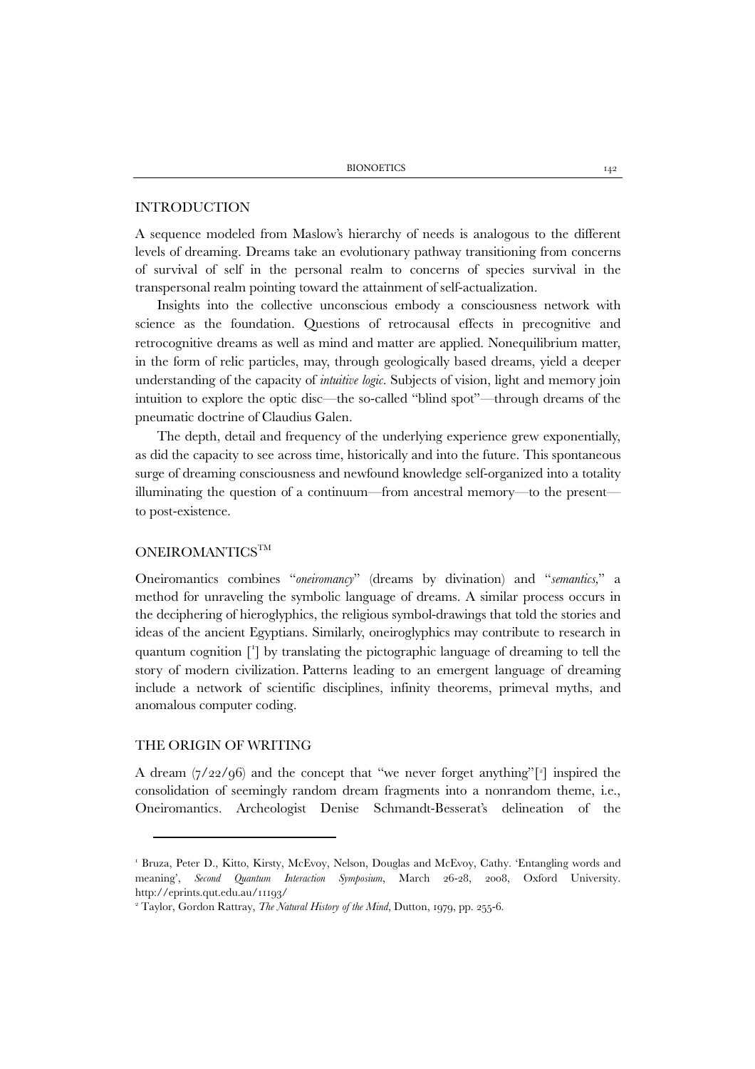## INTRODUCTION

A sequence modeled from Maslow's hierarchy of needs is analogous to the different levels of dreaming. Dreams take an evolutionary pathway transitioning from concerns of survival of self in the personal realm to concerns of species survival in the transpersonal realm pointing toward the attainment of self-actualization.

Insights into the collective unconscious embody a consciousness network with science as the foundation. Questions of retrocausal effects in precognitive and retrocognitive dreams as well as mind and matter are applied. Nonequilibrium matter, in the form of relic particles, may, through geologically based dreams, yield a deeper understanding of the capacity of *intuitive logic*. Subjects of vision, light and memory join intuition to explore the optic disc—the so-called "blind spot"—through dreams of the pneumatic doctrine of Claudius Galen.

The depth, detail and frequency of the underlying experience grew exponentially, as did the capacity to see across time, historically and into the future. This spontaneous surge of dreaming consciousness and newfound knowledge self-organized into a totality illuminating the question of a continuum—from ancestral memory—to the present—to post-existence.

## ONEIROMANTICS™

Oneiromantics combines "*oneiromancy*" (dreams by divination) and "*semantics,*" a method for unraveling the symbolic language of dreams. A similar process occurs in the deciphering of hieroglyphics, the religious symbol-drawings that told the stories and ideas of the ancient Egyptians. Similarly, oneiroglyphics may contribute to research in quantum cognition [1] by translating the pictographic language of dreaming to tell the story of modern civilization. Patterns leading to an emergent language of dreaming include a network of scientific disciplines, infinity theorems, primeval myths, and anomalous computer coding.

## THE ORIGIN OF WRITING

A dream (7/22/96) and the concept that "we never forget anything"[2] inspired the consolidation of seemingly random dream fragments into a nonrandom theme, i.e., Oneiromantics. Archeologist Denise Schmandt-Besserat's delineation of the

---

[1] Bruza, Peter D., Kitto, Kirsty, McEvoy, Nelson, Douglas and McEvoy, Cathy. 'Entangling words and meaning', *Second Quantum Interaction Symposium*, March 26-28, 2008, Oxford University. http://eprints.qut.edu.au/11193/

[2] Taylor, Gordon Rattray, *The Natural History of the Mind*, Dutton, 1979, pp. 255-6.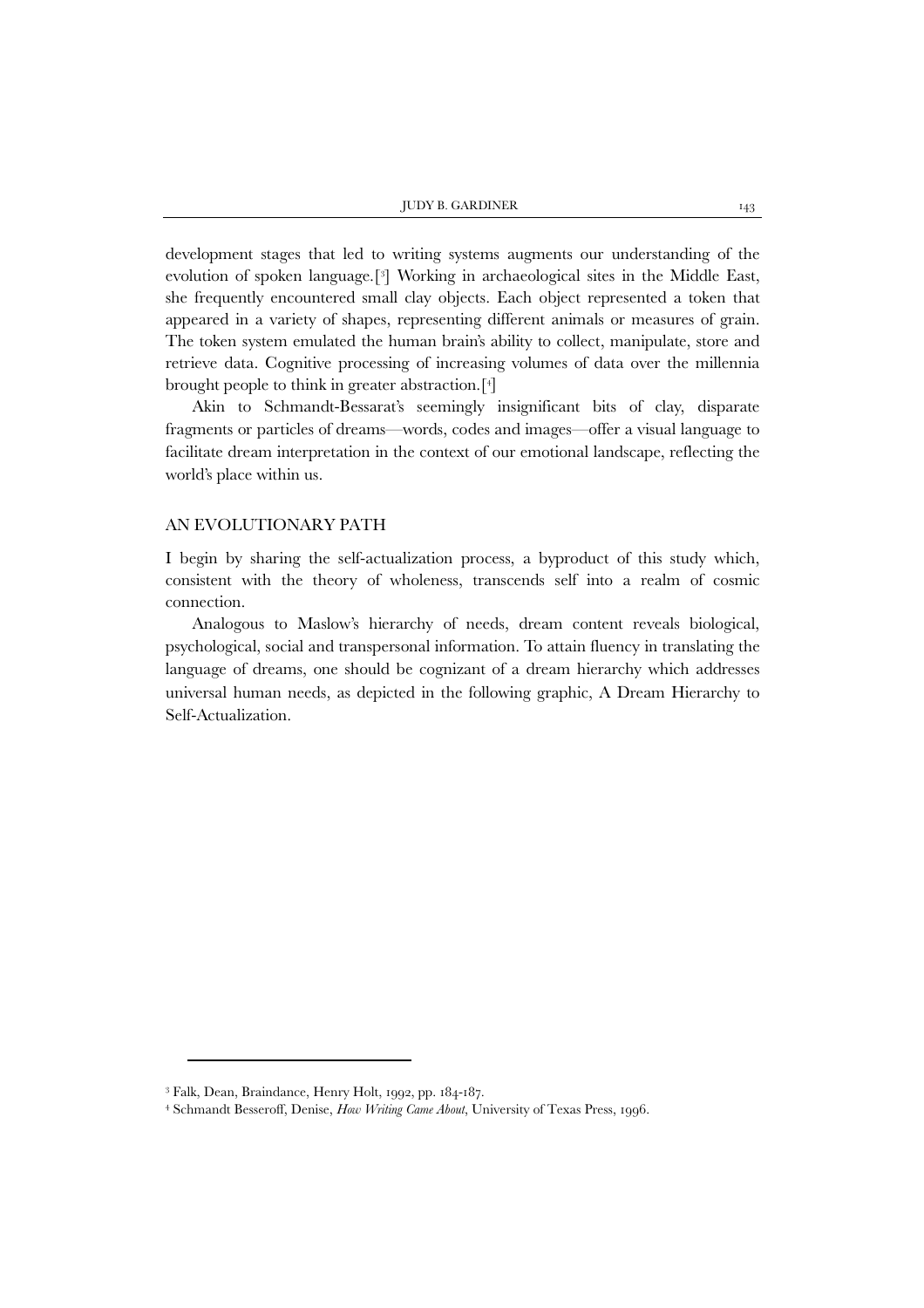development stages that led to writing systems augments our understanding of the evolution of spoken language.[3] Working in archaeological sites in the Middle East, she frequently encountered small clay objects. Each object represented a token that appeared in a variety of shapes, representing different animals or measures of grain. The token system emulated the human brain's ability to collect, manipulate, store and retrieve data. Cognitive processing of increasing volumes of data over the millennia brought people to think in greater abstraction.[4]

Akin to Schmandt-Bessarat's seemingly insignificant bits of clay, disparate fragments or particles of dreams—words, codes and images—offer a visual language to facilitate dream interpretation in the context of our emotional landscape, reflecting the world's place within us.

## AN EVOLUTIONARY PATH

I begin by sharing the self-actualization process, a byproduct of this study which, consistent with the theory of wholeness, transcends self into a realm of cosmic connection.

Analogous to Maslow's hierarchy of needs, dream content reveals biological, psychological, social and transpersonal information. To attain fluency in translating the language of dreams, one should be cognizant of a dream hierarchy which addresses universal human needs, as depicted in the following graphic, A Dream Hierarchy to Self-Actualization.

---

[3] Falk, Dean, Braindance, Henry Holt, 1992, pp. 184-187.

[4] Schmandt Besseroff, Denise, *How Writing Came About*, University of Texas Press, 1996.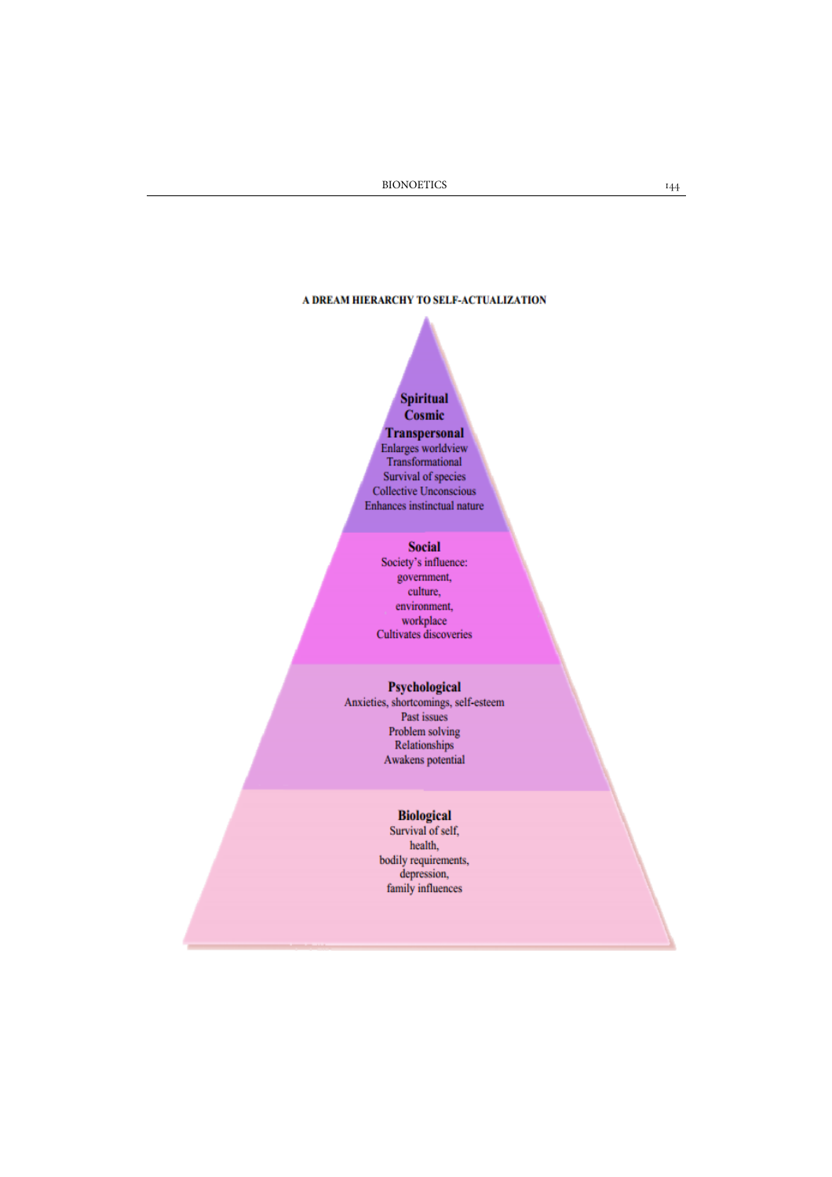**A DREAM HIERARCHY TO SELF-ACTUALIZATION**

**Spiritual**
**Cosmic**
**Transpersonal**
Enlarges worldview
Transformational
Survival of species
Collective Unconscious
Enhances instinctual nature

**Social**
Society's influence:
government,
culture,
environment,
workplace
Cultivates discoveries

**Psychological**
Anxieties, shortcomings, self-esteem
Past issues
Problem solving
Relationships
Awakens potential

**Biological**
Survival of self,
health,
bodily requirements,
depression,
family influences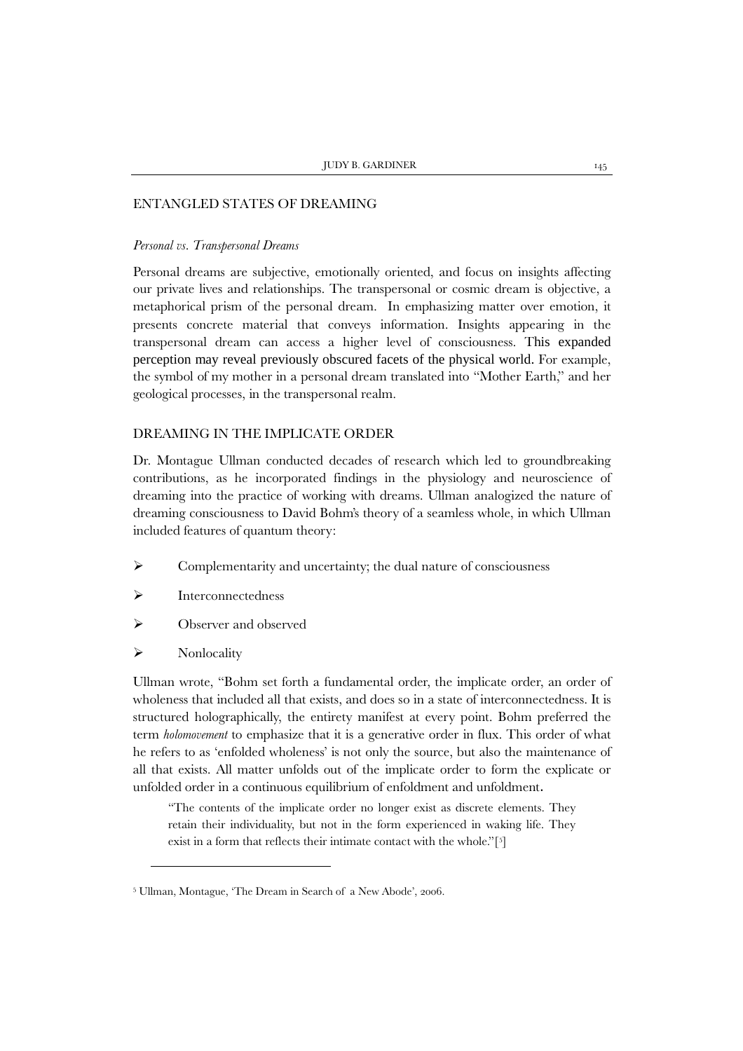## ENTANGLED STATES OF DREAMING

### *Personal vs. Transpersonal Dreams*

Personal dreams are subjective, emotionally oriented, and focus on insights affecting our private lives and relationships. The transpersonal or cosmic dream is objective, a metaphorical prism of the personal dream. In emphasizing matter over emotion, it presents concrete material that conveys information. Insights appearing in the transpersonal dream can access a higher level of consciousness. This expanded perception may reveal previously obscured facets of the physical world. For example, the symbol of my mother in a personal dream translated into "Mother Earth," and her geological processes, in the transpersonal realm.

## DREAMING IN THE IMPLICATE ORDER

Dr. Montague Ullman conducted decades of research which led to groundbreaking contributions, as he incorporated findings in the physiology and neuroscience of dreaming into the practice of working with dreams. Ullman analogized the nature of dreaming consciousness to David Bohm's theory of a seamless whole, in which Ullman included features of quantum theory:

- Complementarity and uncertainty; the dual nature of consciousness
- Interconnectedness
- Observer and observed
- Nonlocality

Ullman wrote, "Bohm set forth a fundamental order, the implicate order, an order of wholeness that included all that exists, and does so in a state of interconnectedness. It is structured holographically, the entirety manifest at every point. Bohm preferred the term *holomovement* to emphasize that it is a generative order in flux. This order of what he refers to as 'enfolded wholeness' is not only the source, but also the maintenance of all that exists. All matter unfolds out of the implicate order to form the explicate or unfolded order in a continuous equilibrium of enfoldment and unfoldment.

> "The contents of the implicate order no longer exist as discrete elements. They retain their individuality, but not in the form experienced in waking life. They exist in a form that reflects their intimate contact with the whole."[5]

[5] Ullman, Montague, 'The Dream in Search of a New Abode', 2006.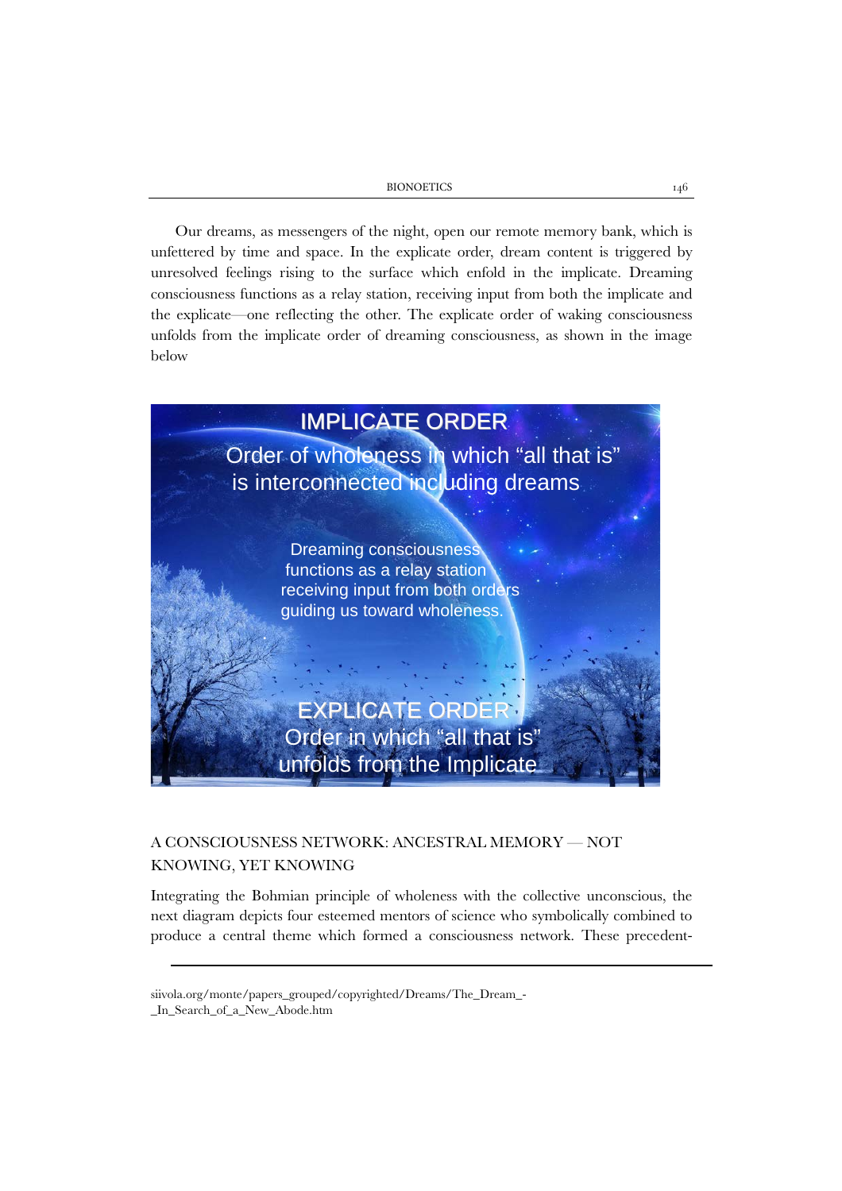Our dreams, as messengers of the night, open our remote memory bank, which is unfettered by time and space. In the explicate order, dream content is triggered by unresolved feelings rising to the surface which enfold in the implicate. Dreaming consciousness functions as a relay station, receiving input from both the implicate and the explicate—one reflecting the other. The explicate order of waking consciousness unfolds from the implicate order of dreaming consciousness, as shown in the image below

IMPLICATE ORDER

Order of wholeness in which "all that is" is interconnected including dreams

Dreaming consciousness functions as a relay station receiving input from both orders guiding us toward wholeness.

EXPLICATE ORDER

Order in which "all that is" unfolds from the Implicate

## A CONSCIOUSNESS NETWORK: ANCESTRAL MEMORY — NOT KNOWING, YET KNOWING

Integrating the Bohmian principle of wholeness with the collective unconscious, the next diagram depicts four esteemed mentors of science who symbolically combined to produce a central theme which formed a consciousness network. These precedent-

siivola.org/monte/papers_grouped/copyrighted/Dreams/The_Dream_-_In_Search_of_a_New_Abode.htm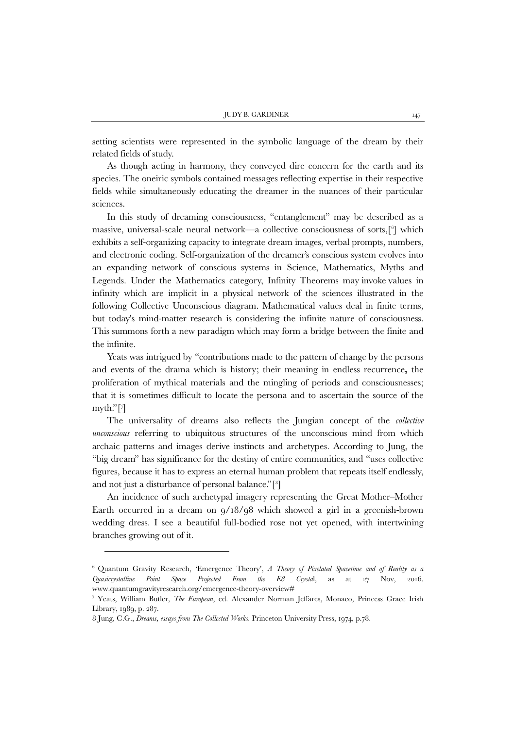setting scientists were represented in the symbolic language of the dream by their related fields of study.

As though acting in harmony, they conveyed dire concern for the earth and its species. The oneiric symbols contained messages reflecting expertise in their respective fields while simultaneously educating the dreamer in the nuances of their particular sciences.

In this study of dreaming consciousness, "entanglement" may be described as a massive, universal-scale neural network—a collective consciousness of sorts,[6] which exhibits a self-organizing capacity to integrate dream images, verbal prompts, numbers, and electronic coding. Self-organization of the dreamer's conscious system evolves into an expanding network of conscious systems in Science, Mathematics, Myths and Legends. Under the Mathematics category, Infinity Theorems may invoke values in infinity which are implicit in a physical network of the sciences illustrated in the following Collective Unconscious diagram. Mathematical values deal in finite terms, but today's mind-matter research is considering the infinite nature of consciousness. This summons forth a new paradigm which may form a bridge between the finite and the infinite.

Yeats was intrigued by "contributions made to the pattern of change by the persons and events of the drama which is history; their meaning in endless recurrence**,** the proliferation of mythical materials and the mingling of periods and consciousnesses; that it is sometimes difficult to locate the persona and to ascertain the source of the myth."[7]

The universality of dreams also reflects the Jungian concept of the *collective unconscious* referring to ubiquitous structures of the unconscious mind from which archaic patterns and images derive instincts and archetypes. According to Jung, the "big dream" has significance for the destiny of entire communities, and "uses collective figures, because it has to express an eternal human problem that repeats itself endlessly, and not just a disturbance of personal balance."[8]

An incidence of such archetypal imagery representing the Great Mother–Mother Earth occurred in a dream on 9/18/98 which showed a girl in a greenish-brown wedding dress. I see a beautiful full-bodied rose not yet opened, with intertwining branches growing out of it.

---

[6] Quantum Gravity Research, 'Emergence Theory', *A Theory of Pixelated Spacetime and of Reality as a Quasicrystalline Point Space Projected From the E8 Crystal*, as at 27 Nov, 2016. www.quantumgravityresearch.org/emergence-theory-overview#

[7] Yeats, William Butler, *The European*, ed. Alexander Norman Jeffares, Monaco, Princess Grace Irish Library, 1989, p. 287.

8 Jung, C.G., *Dreams, essays from The Collected Works*. Princeton University Press, 1974, p.78.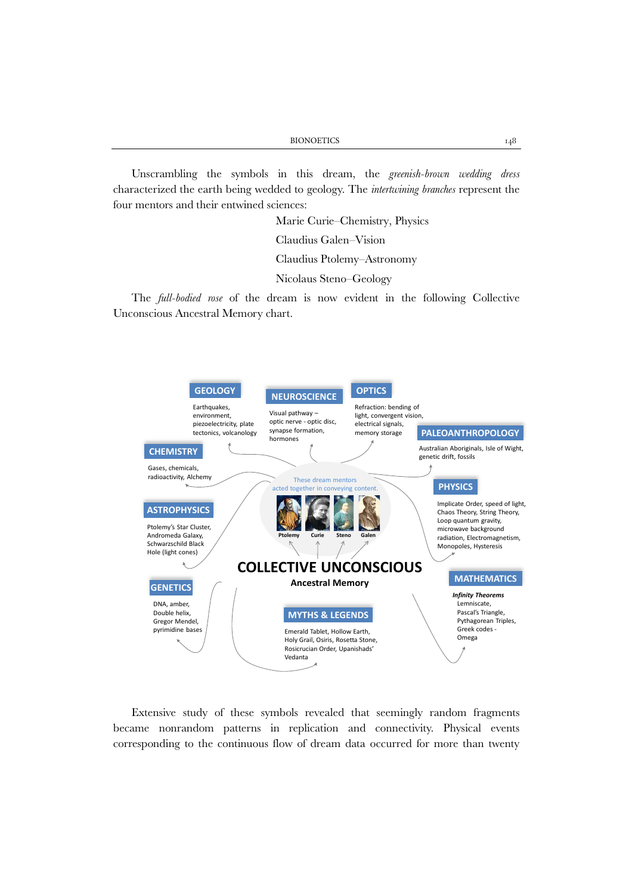Unscrambling the symbols in this dream, the *greenish-brown wedding dress* characterized the earth being wedded to geology. The *intertwining branches* represent the four mentors and their entwined sciences:

Marie Curie–Chemistry, Physics

Claudius Galen–Vision

Claudius Ptolemy–Astronomy

Nicolaus Steno–Geology

The *full-bodied rose* of the dream is now evident in the following Collective Unconscious Ancestral Memory chart.

**GEOLOGY**
Earthquakes, environment, piezoelectricity, plate tectonics, volcanology

**NEUROSCIENCE**
Visual pathway – optic nerve - optic disc, synapse formation, hormones

**OPTICS**
Refraction: bending of light, convergent vision, electrical signals, memory storage

**PALEOANTHROPOLOGY**
Australian Aboriginals, Isle of Wight, genetic drift, fossils

**CHEMISTRY**
Gases, chemicals, radioactivity, Alchemy

These dream mentors acted together in conveying content.

Ptolemy Curie Steno Galen

**PHYSICS**
Implicate Order, speed of light, Chaos Theory, String Theory, Loop quantum gravity, microwave background radiation, Electromagnetism, Monopoles, Hysteresis

**ASTROPHYSICS**
Ptolemy's Star Cluster, Andromeda Galaxy, Schwarzschild Black Hole (light cones)

**COLLECTIVE UNCONSCIOUS**
**Ancestral Memory**

**GENETICS**
DNA, amber, Double helix, Gregor Mendel, pyrimidine bases

**MATHEMATICS**
***Infinity Theorems***
Lemniscate, Pascal's Triangle, Pythagorean Triples, Greek codes - Omega

**MYTHS & LEGENDS**
Emerald Tablet, Hollow Earth, Holy Grail, Osiris, Rosetta Stone, Rosicrucian Order, Upanishads' Vedanta

Extensive study of these symbols revealed that seemingly random fragments became nonrandom patterns in replication and connectivity. Physical events corresponding to the continuous flow of dream data occurred for more than twenty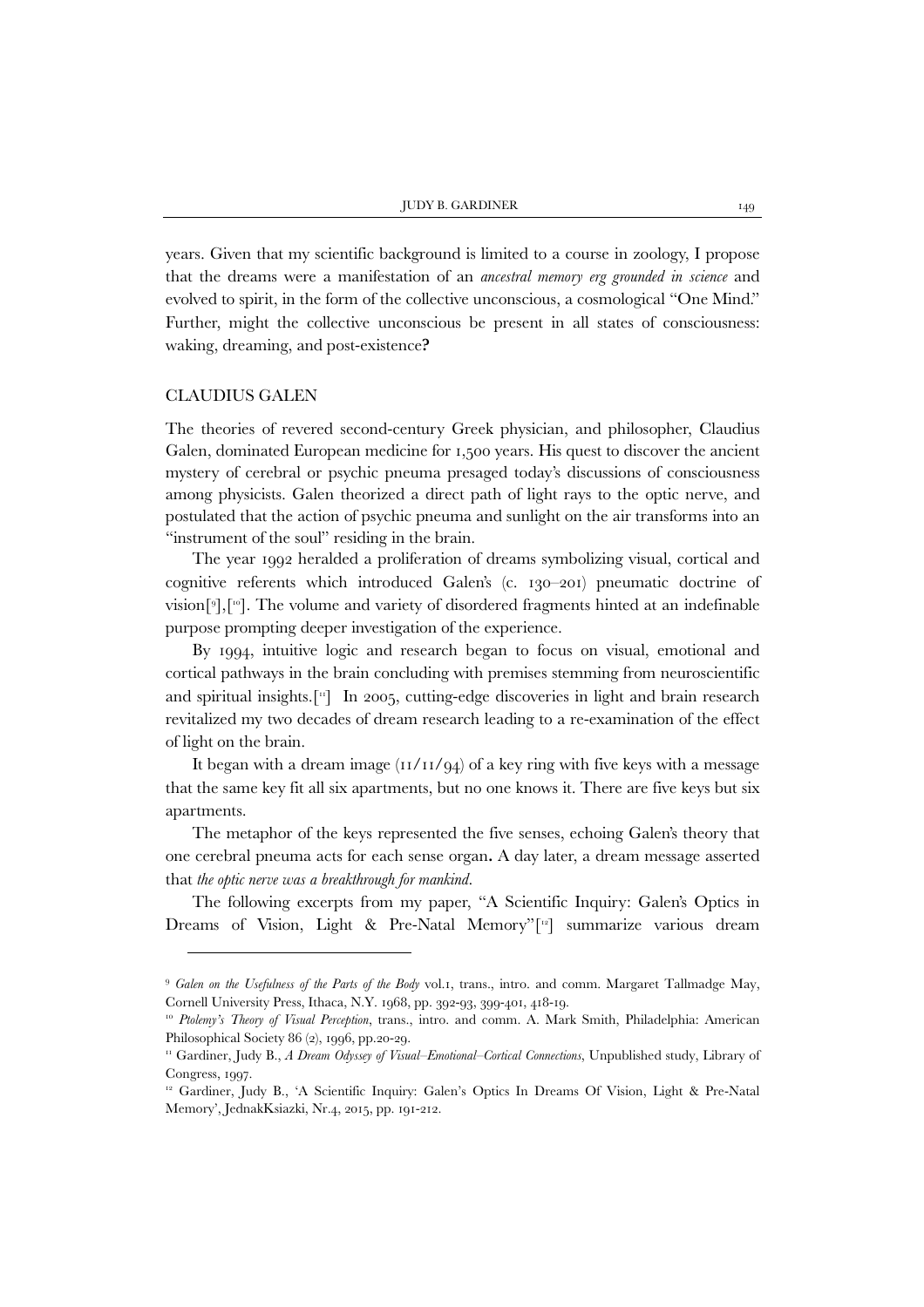years. Given that my scientific background is limited to a course in zoology, I propose that the dreams were a manifestation of an *ancestral memory erg grounded in science* and evolved to spirit, in the form of the collective unconscious, a cosmological "One Mind." Further, might the collective unconscious be present in all states of consciousness: waking, dreaming, and post-existence**?**

## CLAUDIUS GALEN

The theories of revered second-century Greek physician, and philosopher, Claudius Galen, dominated European medicine for 1,500 years. His quest to discover the ancient mystery of cerebral or psychic pneuma presaged today's discussions of consciousness among physicists. Galen theorized a direct path of light rays to the optic nerve, and postulated that the action of psychic pneuma and sunlight on the air transforms into an "instrument of the soul" residing in the brain.

The year 1992 heralded a proliferation of dreams symbolizing visual, cortical and cognitive referents which introduced Galen's (c. 130–201) pneumatic doctrine of vision[[9]],[[10]]. The volume and variety of disordered fragments hinted at an indefinable purpose prompting deeper investigation of the experience.

By 1994, intuitive logic and research began to focus on visual, emotional and cortical pathways in the brain concluding with premises stemming from neuroscientific and spiritual insights.[[11]] In 2005, cutting-edge discoveries in light and brain research revitalized my two decades of dream research leading to a re-examination of the effect of light on the brain.

It began with a dream image (11/11/94) of a key ring with five keys with a message that the same key fit all six apartments, but no one knows it. There are five keys but six apartments.

The metaphor of the keys represented the five senses, echoing Galen's theory that one cerebral pneuma acts for each sense organ**.** A day later, a dream message asserted that *the optic nerve was a breakthrough for mankind*.

The following excerpts from my paper, "A Scientific Inquiry: Galen's Optics in Dreams of Vision, Light & Pre-Natal Memory"[[12]] summarize various dream

---

[9] *Galen on the Usefulness of the Parts of the Body* vol.1, trans., intro. and comm. Margaret Tallmadge May, Cornell University Press, Ithaca, N.Y. 1968, pp. 392-93, 399-401, 418-19.

[10] *Ptolemy's Theory of Visual Perception*, trans., intro. and comm. A. Mark Smith, Philadelphia: American Philosophical Society 86 (2), 1996, pp.20-29.

[11] Gardiner, Judy B., *A Dream Odyssey of Visual–Emotional–Cortical Connections*, Unpublished study, Library of Congress, 1997.

[12] Gardiner, Judy B., 'A Scientific Inquiry: Galen's Optics In Dreams Of Vision, Light & Pre-Natal Memory', JednakKsiazki, Nr.4, 2015, pp. 191-212.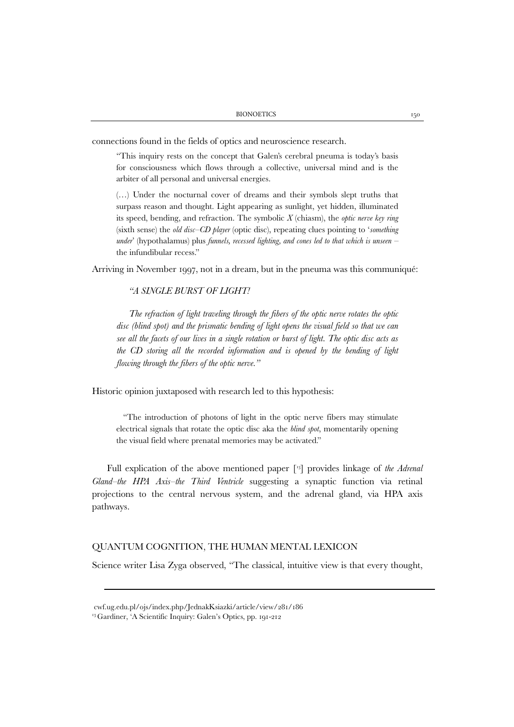connections found in the fields of optics and neuroscience research.

> "This inquiry rests on the concept that Galen's cerebral pneuma is today's basis for consciousness which flows through a collective, universal mind and is the arbiter of all personal and universal energies.
>
> (…) Under the nocturnal cover of dreams and their symbols slept truths that surpass reason and thought. Light appearing as sunlight, yet hidden, illuminated its speed, bending, and refraction. The symbolic *X* (chiasm), the *optic nerve key ring* (sixth sense) the *old disc–CD player* (optic disc), repeating clues pointing to '*something under*' (hypothalamus) plus *funnels, recessed lighting, and cones led to that which is unseen* – the infundibular recess."

Arriving in November 1997, not in a dream, but in the pneuma was this communiqué:

> *"A SINGLE BURST OF LIGHT!*
>
> *The refraction of light traveling through the fibers of the optic nerve rotates the optic disc (blind spot) and the prismatic bending of light opens the visual field so that we can see all the facets of our lives in a single rotation or burst of light. The optic disc acts as the CD storing all the recorded information and is opened by the bending of light flowing through the fibers of the optic nerve."*

Historic opinion juxtaposed with research led to this hypothesis:

> "The introduction of photons of light in the optic nerve fibers may stimulate electrical signals that rotate the optic disc aka the *blind spot*, momentarily opening the visual field where prenatal memories may be activated."

Full explication of the above mentioned paper [13] provides linkage of *the Adrenal Gland–the HPA Axis–the Third Ventricle* suggesting a synaptic function via retinal projections to the central nervous system, and the adrenal gland, via HPA axis pathways.

## QUANTUM COGNITION, THE HUMAN MENTAL LEXICON

Science writer Lisa Zyga observed, "The classical, intuitive view is that every thought,

---

cwf.ug.edu.pl/ojs/index.php/JednakKsiazki/article/view/281/186

[13] Gardiner, 'A Scientific Inquiry: Galen's Optics, pp. 191-212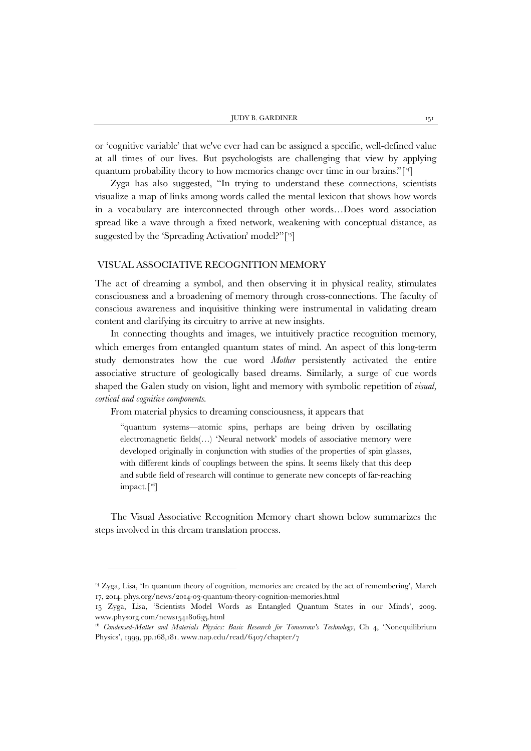or 'cognitive variable' that we've ever had can be assigned a specific, well-defined value at all times of our lives. But psychologists are challenging that view by applying quantum probability theory to how memories change over time in our brains."[14]

Zyga has also suggested, "In trying to understand these connections, scientists visualize a map of links among words called the mental lexicon that shows how words in a vocabulary are interconnected through other words…Does word association spread like a wave through a fixed network, weakening with conceptual distance, as suggested by the 'Spreading Activation' model?"[15]

## VISUAL ASSOCIATIVE RECOGNITION MEMORY

The act of dreaming a symbol, and then observing it in physical reality, stimulates consciousness and a broadening of memory through cross-connections. The faculty of conscious awareness and inquisitive thinking were instrumental in validating dream content and clarifying its circuitry to arrive at new insights.

In connecting thoughts and images, we intuitively practice recognition memory, which emerges from entangled quantum states of mind. An aspect of this long-term study demonstrates how the cue word *Mother* persistently activated the entire associative structure of geologically based dreams. Similarly, a surge of cue words shaped the Galen study on vision, light and memory with symbolic repetition of *visual, cortical and cognitive components.*

From material physics to dreaming consciousness, it appears that

> "quantum systems—atomic spins, perhaps are being driven by oscillating electromagnetic fields(…) 'Neural network' models of associative memory were developed originally in conjunction with studies of the properties of spin glasses, with different kinds of couplings between the spins. It seems likely that this deep and subtle field of research will continue to generate new concepts of far-reaching impact.[16]

The Visual Associative Recognition Memory chart shown below summarizes the steps involved in this dream translation process.

---

[14] Zyga, Lisa, 'In quantum theory of cognition, memories are created by the act of remembering', March 17, 2014. phys.org/news/2014-03-quantum-theory-cognition-memories.html

15 Zyga, Lisa, 'Scientists Model Words as Entangled Quantum States in our Minds', 2009. www.physorg.com/news154180635.html

[16] *Condensed-Matter and Materials Physics: Basic Research for Tomorrow's Technology*, Ch 4, 'Nonequilibrium Physics', 1999, pp.168,181. www.nap.edu/read/6407/chapter/7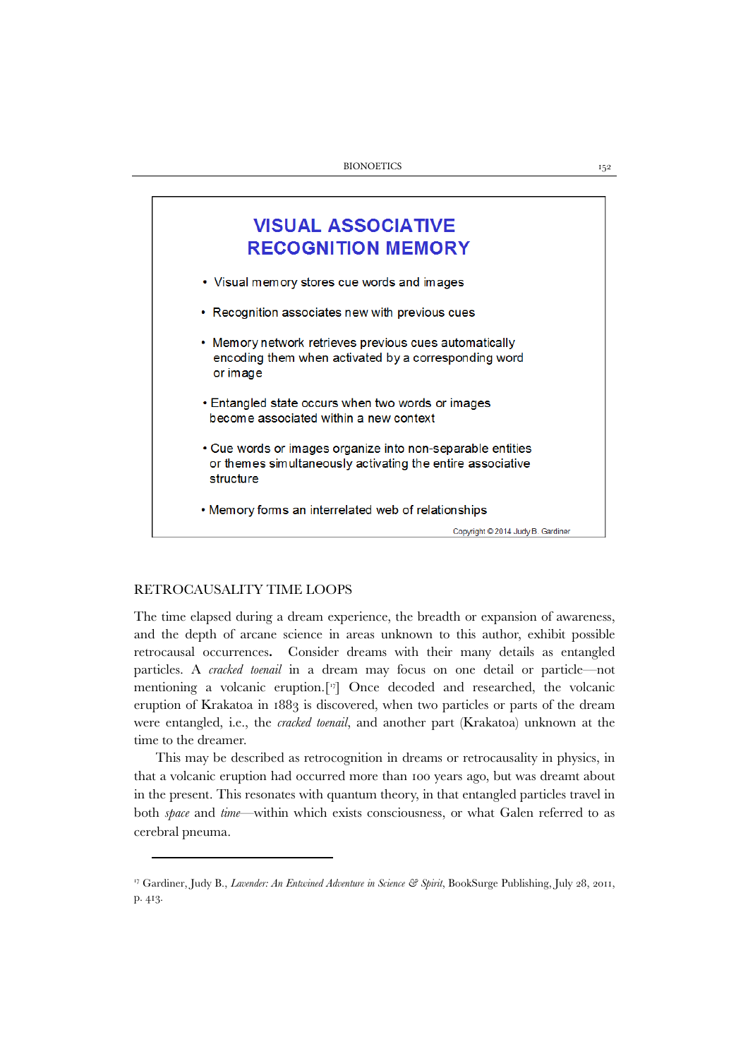### VISUAL ASSOCIATIVE RECOGNITION MEMORY

- Visual memory stores cue words and images
- Recognition associates new with previous cues
- Memory network retrieves previous cues automatically encoding them when activated by a corresponding word or image
- Entangled state occurs when two words or images become associated within a new context
- Cue words or images organize into non-separable entities or themes simultaneously activating the entire associative structure
- Memory forms an interrelated web of relationships

Copyright © 2014 Judy B. Gardiner

## RETROCAUSALITY TIME LOOPS

The time elapsed during a dream experience, the breadth or expansion of awareness, and the depth of arcane science in areas unknown to this author, exhibit possible retrocausal occurrences**.** Consider dreams with their many details as entangled particles. A *cracked toenail* in a dream may focus on one detail or particle—not mentioning a volcanic eruption.[17] Once decoded and researched, the volcanic eruption of Krakatoa in 1883 is discovered, when two particles or parts of the dream were entangled, i.e., the *cracked toenail*, and another part (Krakatoa) unknown at the time to the dreamer.

This may be described as retrocognition in dreams or retrocausality in physics, in that a volcanic eruption had occurred more than 100 years ago, but was dreamt about in the present. This resonates with quantum theory, in that entangled particles travel in both *space* and *time*—within which exists consciousness, or what Galen referred to as cerebral pneuma.

---

[17] Gardiner, Judy B., *Lavender: An Entwined Adventure in Science & Spirit*, BookSurge Publishing, July 28, 2011, p. 413.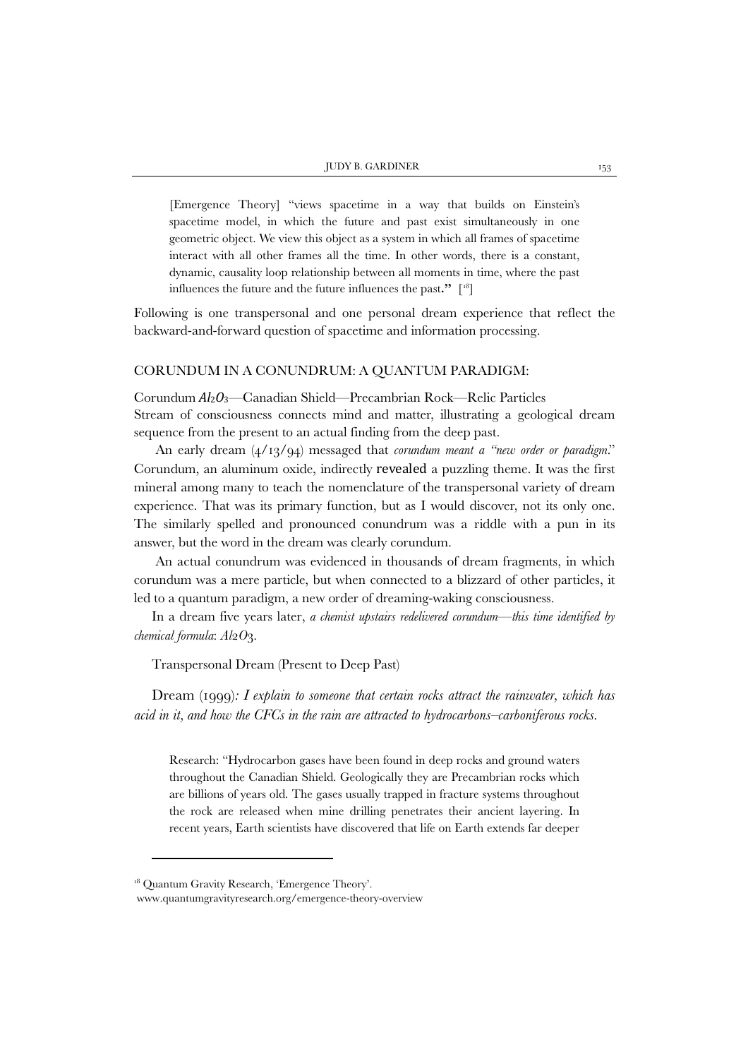> [Emergence Theory] "views spacetime in a way that builds on Einstein's spacetime model, in which the future and past exist simultaneously in one geometric object. We view this object as a system in which all frames of spacetime interact with all other frames all the time. In other words, there is a constant, dynamic, causality loop relationship between all moments in time, where the past influences the future and the future influences the past**."** [18]

Following is one transpersonal and one personal dream experience that reflect the backward-and-forward question of spacetime and information processing.

## CORUNDUM IN A CONUNDRUM: A QUANTUM PARADIGM:

Corundum *$Al_2O_3$*—Canadian Shield—Precambrian Rock—Relic Particles
Stream of consciousness connects mind and matter, illustrating a geological dream sequence from the present to an actual finding from the deep past.

An early dream (4/13/94) messaged that *corundum meant a "new order or paradigm*." Corundum, an aluminum oxide, indirectly revealed a puzzling theme. It was the first mineral among many to teach the nomenclature of the transpersonal variety of dream experience. That was its primary function, but as I would discover, not its only one. The similarly spelled and pronounced conundrum was a riddle with a pun in its answer, but the word in the dream was clearly corundum.

An actual conundrum was evidenced in thousands of dream fragments, in which corundum was a mere particle, but when connected to a blizzard of other particles, it led to a quantum paradigm, a new order of dreaming-waking consciousness.

In a dream five years later, *a chemist upstairs redelivered corundum—this time identified by chemical formula*: *$Al_2O_3$*.

Transpersonal Dream (Present to Deep Past)

Dream (1999)*: I explain to someone that certain rocks attract the rainwater, which has acid in it, and how the CFCs in the rain are attracted to hydrocarbons–carboniferous rocks.*

> Research: "Hydrocarbon gases have been found in deep rocks and ground waters throughout the Canadian Shield. Geologically they are Precambrian rocks which are billions of years old. The gases usually trapped in fracture systems throughout the rock are released when mine drilling penetrates their ancient layering. In recent years, Earth scientists have discovered that life on Earth extends far deeper

---

[18] Quantum Gravity Research, 'Emergence Theory'.
www.quantumgravityresearch.org/emergence-theory-overview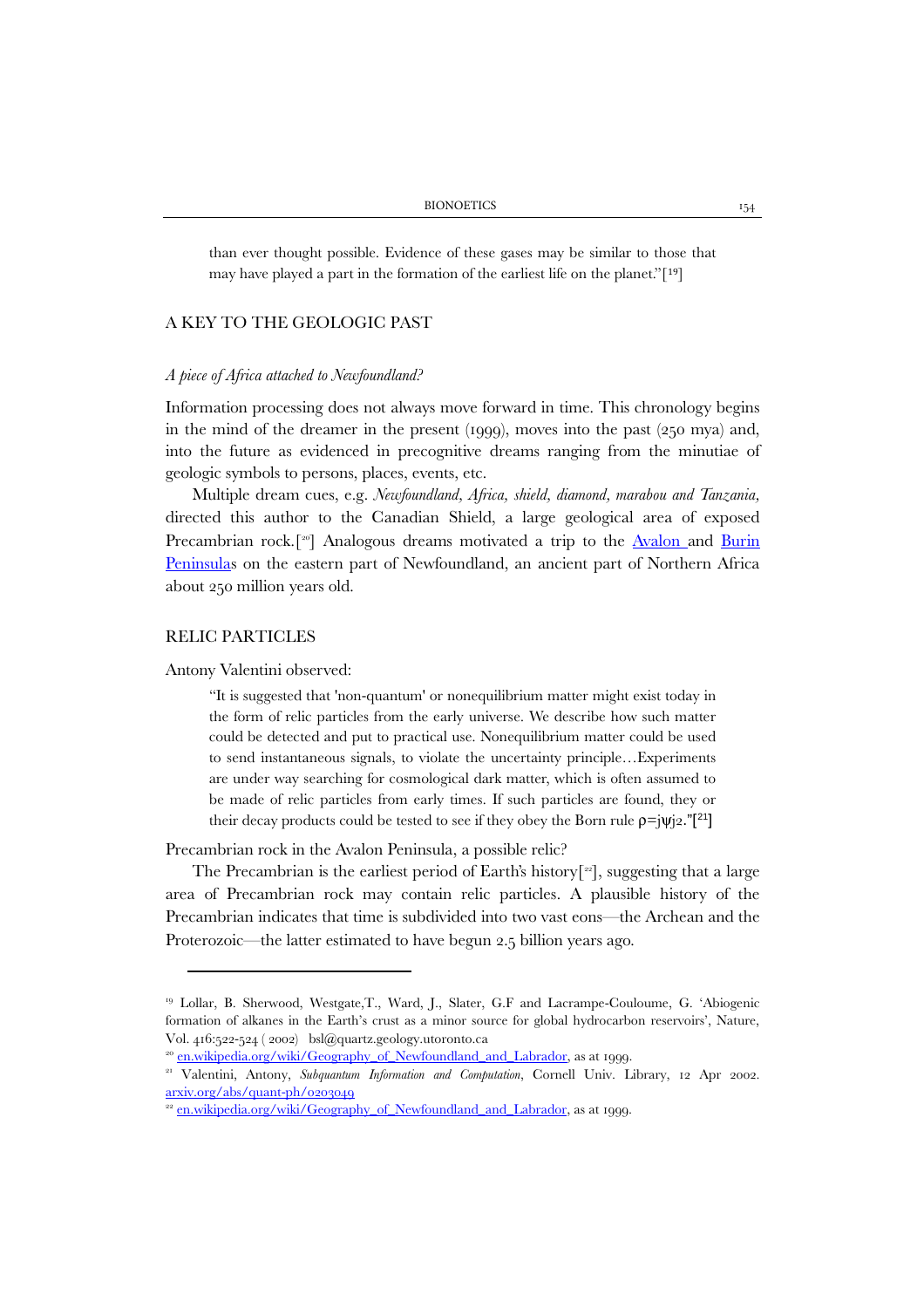than ever thought possible. Evidence of these gases may be similar to those that may have played a part in the formation of the earliest life on the planet."[19]

## A KEY TO THE GEOLOGIC PAST

### *A piece of Africa attached to Newfoundland?*

Information processing does not always move forward in time. This chronology begins in the mind of the dreamer in the present (1999), moves into the past (250 mya) and, into the future as evidenced in precognitive dreams ranging from the minutiae of geologic symbols to persons, places, events, etc.

Multiple dream cues, e.g. *Newfoundland, Africa, shield, diamond, marabou and Tanzania,* directed this author to the Canadian Shield, a large geological area of exposed Precambrian rock.[20] Analogous dreams motivated a trip to the Avalon and Burin Peninsulas on the eastern part of Newfoundland, an ancient part of Northern Africa about 250 million years old.

## RELIC PARTICLES

Antony Valentini observed:

> "It is suggested that 'non-quantum' or nonequilibrium matter might exist today in the form of relic particles from the early universe. We describe how such matter could be detected and put to practical use. Nonequilibrium matter could be used to send instantaneous signals, to violate the uncertainty principle…Experiments are under way searching for cosmological dark matter, which is often assumed to be made of relic particles from early times. If such particles are found, they or their decay products could be tested to see if they obey the Born rule ρ=jψj2."[21]

Precambrian rock in the Avalon Peninsula, a possible relic?

The Precambrian is the earliest period of Earth's history[22], suggesting that a large area of Precambrian rock may contain relic particles. A plausible history of the Precambrian indicates that time is subdivided into two vast eons—the Archean and the Proterozoic—the latter estimated to have begun 2.5 billion years ago.

---

[19] Lollar, B. Sherwood, Westgate,T., Ward, J., Slater, G.F and Lacrampe-Couloume, G. 'Abiogenic formation of alkanes in the Earth's crust as a minor source for global hydrocarbon reservoirs', Nature, Vol. 416:522-524 ( 2002) bsl@quartz.geology.utoronto.ca

[20] en.wikipedia.org/wiki/Geography_of_Newfoundland_and_Labrador, as at 1999.

[21] Valentini, Antony, *Subquantum Information and Computation*, Cornell Univ. Library, 12 Apr 2002. arxiv.org/abs/quant-ph/0203049

[22] en.wikipedia.org/wiki/Geography_of_Newfoundland_and_Labrador, as at 1999.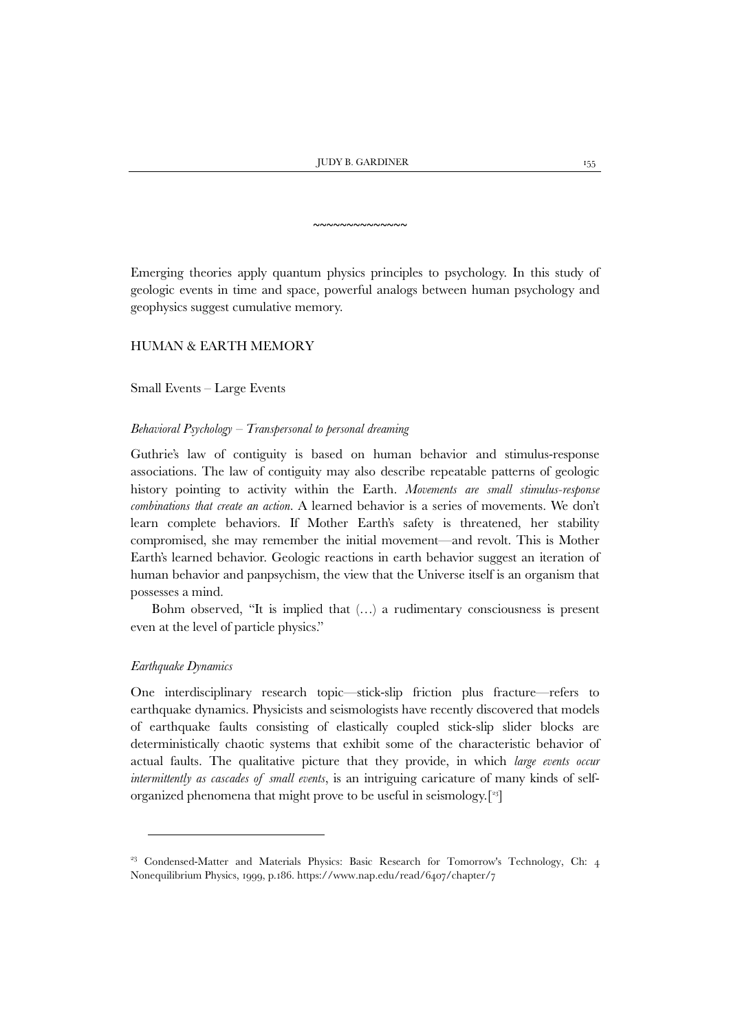~~~~~~~~~~~~~~

Emerging theories apply quantum physics principles to psychology. In this study of geologic events in time and space, powerful analogs between human psychology and geophysics suggest cumulative memory.

## HUMAN & EARTH MEMORY

### Small Events – Large Events

#### *Behavioral Psychology – Transpersonal to personal dreaming*

Guthrie's law of contiguity is based on human behavior and stimulus-response associations. The law of contiguity may also describe repeatable patterns of geologic history pointing to activity within the Earth. *Movements are small stimulus-response combinations that create an action.* A learned behavior is a series of movements. We don't learn complete behaviors. If Mother Earth's safety is threatened, her stability compromised, she may remember the initial movement—and revolt. This is Mother Earth's learned behavior. Geologic reactions in earth behavior suggest an iteration of human behavior and panpsychism, the view that the Universe itself is an organism that possesses a mind.

Bohm observed, "It is implied that (…) a rudimentary consciousness is present even at the level of particle physics."

#### *Earthquake Dynamics*

One interdisciplinary research topic—stick-slip friction plus fracture—refers to earthquake dynamics. Physicists and seismologists have recently discovered that models of earthquake faults consisting of elastically coupled stick-slip slider blocks are deterministically chaotic systems that exhibit some of the characteristic behavior of actual faults. The qualitative picture that they provide, in which *large events occur intermittently as cascades of small events*, is an intriguing caricature of many kinds of self-organized phenomena that might prove to be useful in seismology.[23]

---

[23] Condensed-Matter and Materials Physics: Basic Research for Tomorrow's Technology, Ch: 4 Nonequilibrium Physics, 1999, p.186. https://www.nap.edu/read/6407/chapter/7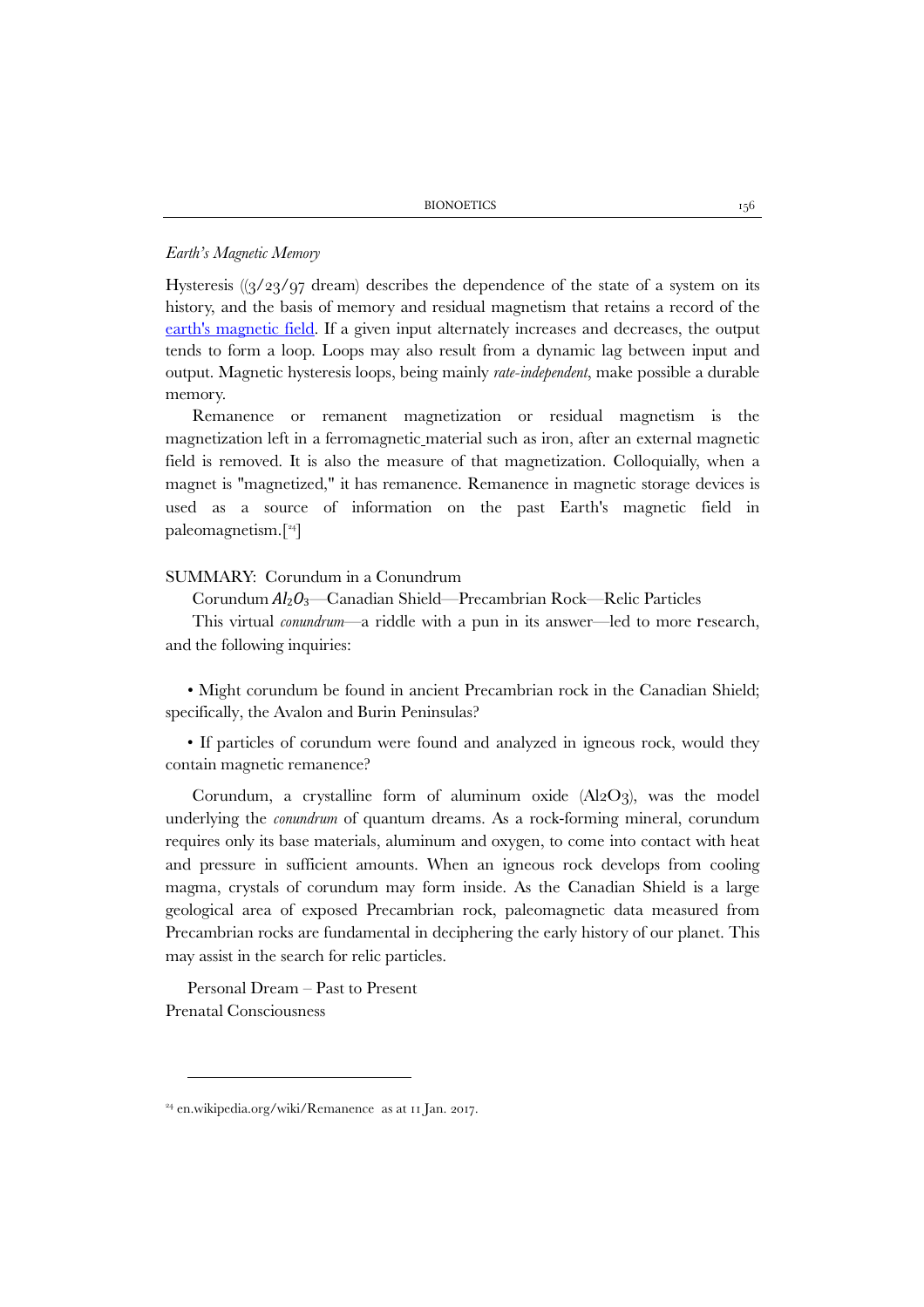*Earth's Magnetic Memory*

Hysteresis ((3/23/97 dream) describes the dependence of the state of a system on its history, and the basis of memory and residual magnetism that retains a record of the earth's magnetic field. If a given input alternately increases and decreases, the output tends to form a loop. Loops may also result from a dynamic lag between input and output. Magnetic hysteresis loops, being mainly *rate-independent*, make possible a durable memory.

Remanence or remanent magnetization or residual magnetism is the magnetization left in a ferromagnetic material such as iron, after an external magnetic field is removed. It is also the measure of that magnetization. Colloquially, when a magnet is "magnetized," it has remanence. Remanence in magnetic storage devices is used as a source of information on the past Earth's magnetic field in paleomagnetism.[24]

SUMMARY: Corundum in a Conundrum

Corundum $Al_2O_3$—Canadian Shield—Precambrian Rock—Relic Particles

This virtual *conundrum*—a riddle with a pun in its answer—led to more research, and the following inquiries:

- Might corundum be found in ancient Precambrian rock in the Canadian Shield; specifically, the Avalon and Burin Peninsulas?
- If particles of corundum were found and analyzed in igneous rock, would they contain magnetic remanence?

Corundum, a crystalline form of aluminum oxide ($Al_2O_3$), was the model underlying the *conundrum* of quantum dreams. As a rock-forming mineral, corundum requires only its base materials, aluminum and oxygen, to come into contact with heat and pressure in sufficient amounts. When an igneous rock develops from cooling magma, crystals of corundum may form inside. As the Canadian Shield is a large geological area of exposed Precambrian rock, paleomagnetic data measured from Precambrian rocks are fundamental in deciphering the early history of our planet. This may assist in the search for relic particles.

Personal Dream – Past to Present
Prenatal Consciousness

---

[24] en.wikipedia.org/wiki/Remanence as at 11 Jan. 2017.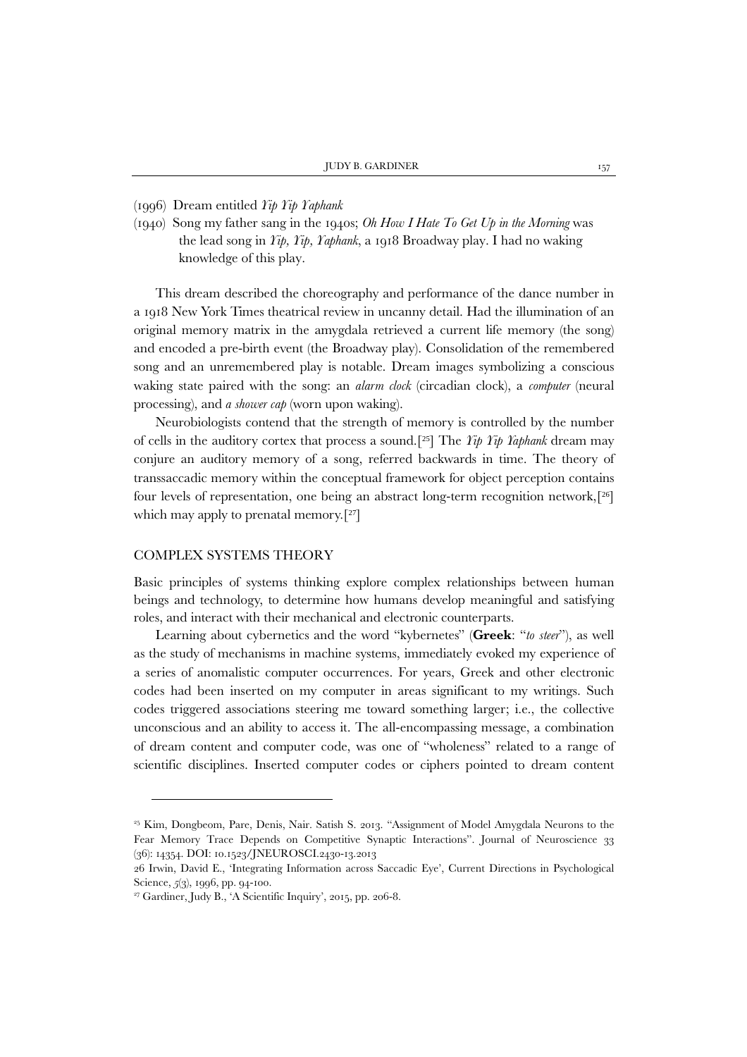(1996) Dream entitled *Yip Yip Yaphank*

(1940) Song my father sang in the 1940s; *Oh How I Hate To Get Up in the Morning* was the lead song in *Yip, Yip, Yaphank*, a 1918 Broadway play. I had no waking knowledge of this play.

This dream described the choreography and performance of the dance number in a 1918 New York Times theatrical review in uncanny detail. Had the illumination of an original memory matrix in the amygdala retrieved a current life memory (the song) and encoded a pre-birth event (the Broadway play). Consolidation of the remembered song and an unremembered play is notable. Dream images symbolizing a conscious waking state paired with the song: an *alarm clock* (circadian clock), a *computer* (neural processing), and *a shower cap* (worn upon waking).

Neurobiologists contend that the strength of memory is controlled by the number of cells in the auditory cortex that process a sound.[25] The *Yip Yip Yaphank* dream may conjure an auditory memory of a song, referred backwards in time. The theory of transsaccadic memory within the conceptual framework for object perception contains four levels of representation, one being an abstract long-term recognition network,[26] which may apply to prenatal memory.[27]

## COMPLEX SYSTEMS THEORY

Basic principles of systems thinking explore complex relationships between human beings and technology, to determine how humans develop meaningful and satisfying roles, and interact with their mechanical and electronic counterparts.

Learning about cybernetics and the word "kybernetes" (**Greek**: "*to steer*"), as well as the study of mechanisms in machine systems, immediately evoked my experience of a series of anomalistic computer occurrences. For years, Greek and other electronic codes had been inserted on my computer in areas significant to my writings. Such codes triggered associations steering me toward something larger; i.e., the collective unconscious and an ability to access it. The all-encompassing message, a combination of dream content and computer code, was one of "wholeness" related to a range of scientific disciplines. Inserted computer codes or ciphers pointed to dream content

---

[25] Kim, Dongbeom, Pare, Denis, Nair. Satish S. 2013. "Assignment of Model Amygdala Neurons to the Fear Memory Trace Depends on Competitive Synaptic Interactions". Journal of Neuroscience 33 (36): 14354. DOI: 10.1523/JNEUROSCI.2430-13.2013

[26] Irwin, David E., 'Integrating Information across Saccadic Eye', Current Directions in Psychological Science, *5*(3), 1996, pp. 94-100.

[27] Gardiner, Judy B., 'A Scientific Inquiry', 2015, pp. 206-8.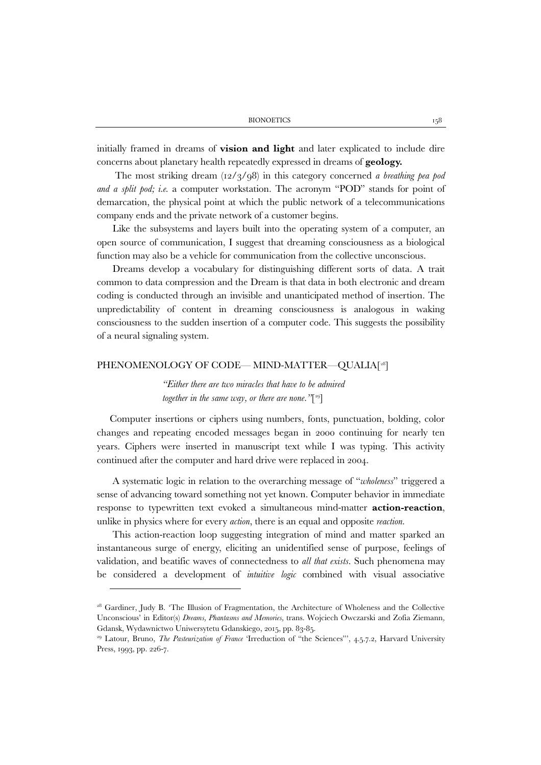initially framed in dreams of **vision and light** and later explicated to include dire concerns about planetary health repeatedly expressed in dreams of **geology.**

The most striking dream (12/3/98) in this category concerned *a breathing pea pod and a split pod; i.e.* a computer workstation. The acronym "POD" stands for point of demarcation, the physical point at which the public network of a telecommunications company ends and the private network of a customer begins.

Like the subsystems and layers built into the operating system of a computer, an open source of communication, I suggest that dreaming consciousness as a biological function may also be a vehicle for communication from the collective unconscious.

Dreams develop a vocabulary for distinguishing different sorts of data. A trait common to data compression and the Dream is that data in both electronic and dream coding is conducted through an invisible and unanticipated method of insertion. The unpredictability of content in dreaming consciousness is analogous in waking consciousness to the sudden insertion of a computer code. This suggests the possibility of a neural signaling system.

## PHENOMENOLOGY OF CODE— MIND-MATTER—QUALIA[28]

> *"Either there are two miracles that have to be admired together in the same way, or there are none."*[29]

Computer insertions or ciphers using numbers, fonts, punctuation, bolding, color changes and repeating encoded messages began in 2000 continuing for nearly ten years. Ciphers were inserted in manuscript text while I was typing. This activity continued after the computer and hard drive were replaced in 2004.

A systematic logic in relation to the overarching message of "*wholeness*" triggered a sense of advancing toward something not yet known. Computer behavior in immediate response to typewritten text evoked a simultaneous mind-matter **action-reaction**, unlike in physics where for every *action*, there is an equal and opposite *reaction.*

This action-reaction loop suggesting integration of mind and matter sparked an instantaneous surge of energy, eliciting an unidentified sense of purpose, feelings of validation, and beatific waves of connectedness to *all that exists*. Such phenomena may be considered a development of *intuitive logic* combined with visual associative

---

[28] Gardiner, Judy B. 'The Illusion of Fragmentation, the Architecture of Wholeness and the Collective Unconscious' in Editor(s) *Dreams, Phantasms and Memories,* trans. Wojciech Owczarski and Zofia Ziemann, Gdansk, Wydawnictwo Uniwersytetu Gdanskiego, 2015, pp. 83-85.

[29] Latour, Bruno, *The Pasteurization of France* 'Irreduction of "the Sciences"', 4.5.7.2, Harvard University Press, 1993, pp. 226-7.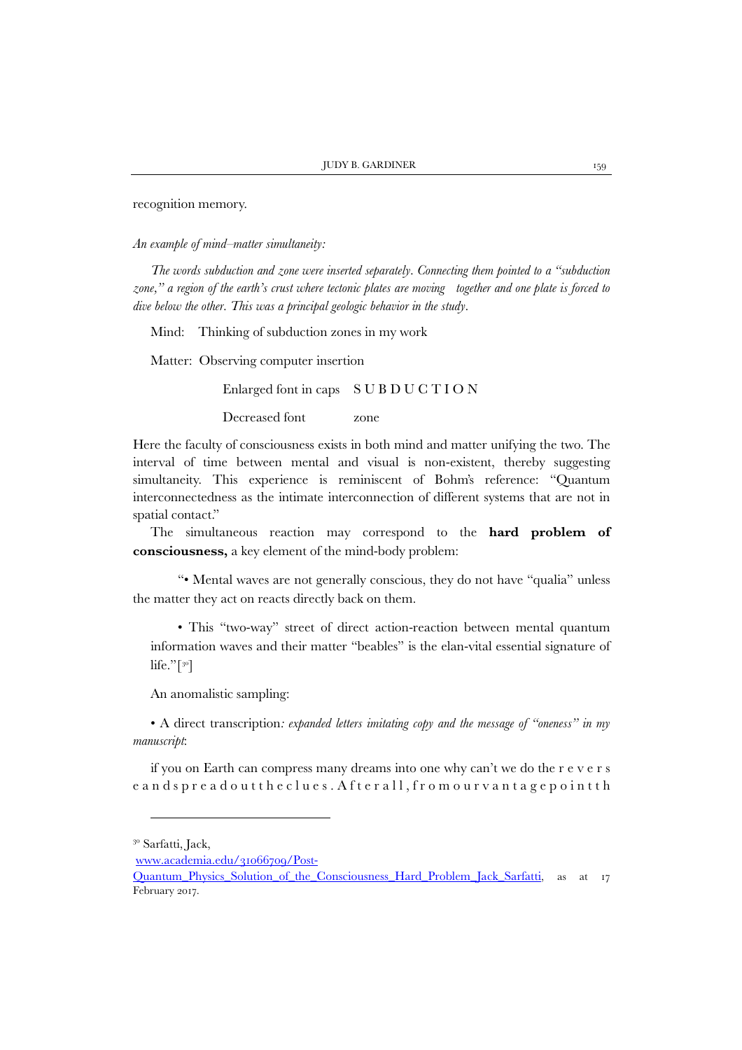recognition memory.

*An example of mind–matter simultaneity:*

*The words subduction and zone were inserted separately. Connecting them pointed to a "subduction zone," a region of the earth's crust where tectonic plates are moving together and one plate is forced to dive below the other. This was a principal geologic behavior in the study.*

Mind: Thinking of subduction zones in my work

Matter: Observing computer insertion

Enlarged font in caps S U B D U C T I O N

Decreased font zone

Here the faculty of consciousness exists in both mind and matter unifying the two. The interval of time between mental and visual is non-existent, thereby suggesting simultaneity. This experience is reminiscent of Bohm's reference: "Quantum interconnectedness as the intimate interconnection of different systems that are not in spatial contact."

The simultaneous reaction may correspond to the **hard problem of consciousness,** a key element of the mind-body problem:

"• Mental waves are not generally conscious, they do not have "qualia" unless the matter they act on reacts directly back on them.

• This "two-way" street of direct action-reaction between mental quantum information waves and their matter "beables" is the elan-vital essential signature of life."[30]

An anomalistic sampling:

• A direct transcription*: expanded letters imitating copy and the message of "oneness" in my manuscript*:

if you on Earth can compress many dreams into one why can't we do the r e v e r s e a n d s p r e a d o u t t h e c l u e s . A f t e r a l l , f r o m o u r v a n t a g e p o i n t t h

---

[30] Sarfatti, Jack, www.academia.edu/31066709/Post-Quantum_Physics_Solution_of_the_Consciousness_Hard_Problem_Jack_Sarfatti, as at 17 February 2017.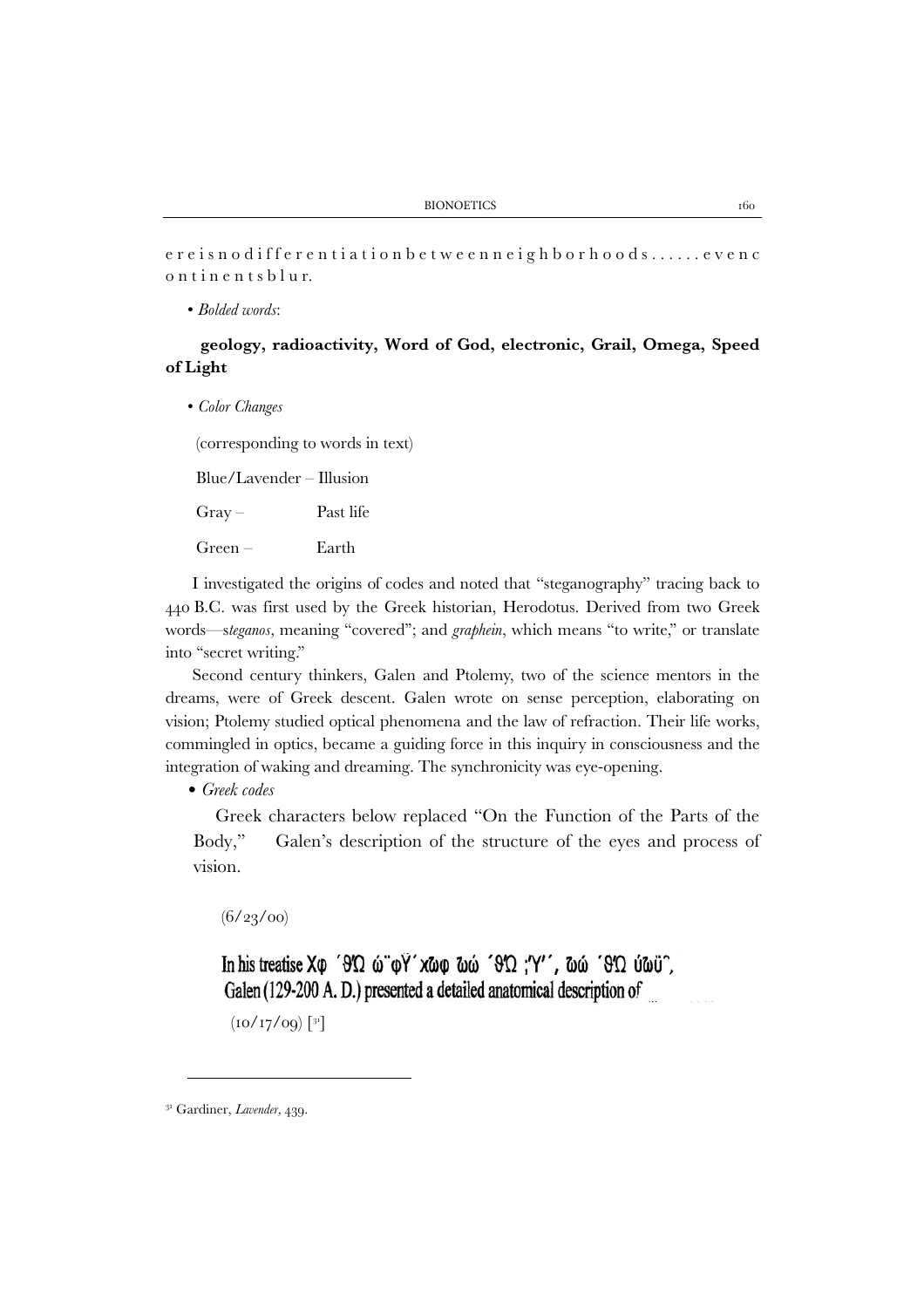e r e i s n o d i f f e r e n t i a t i o n b e t w e e n n e i g h b o r h o o d s . . . . . . e v e n c o n t i n e n t s b l u r.

• *Bolded words*:

**geology, radioactivity, Word of God, electronic, Grail, Omega, Speed of Light**

• *Color Changes*

(corresponding to words in text)

Blue/Lavender – Illusion

Gray – Past life

Green – Earth

I investigated the origins of codes and noted that "steganography" tracing back to 440 B.C. was first used by the Greek historian, Herodotus. Derived from two Greek words—s*teganos*, meaning "covered"; and *graphein*, which means "to write," or translate into "secret writing."

Second century thinkers, Galen and Ptolemy, two of the science mentors in the dreams, were of Greek descent. Galen wrote on sense perception, elaborating on vision; Ptolemy studied optical phenomena and the law of refraction. Their life works, commingled in optics, became a guiding force in this inquiry in consciousness and the integration of waking and dreaming. The synchronicity was eye-opening.

• *Greek codes*

Greek characters below replaced "On the Function of the Parts of the Body," Galen's description of the structure of the eyes and process of vision.

(6/23/00)

In his treatise Χφ ΄ϑΏ ώ¨φΫ΄χώφ ώώ ΄ϑΏ ;'Υ'΄, ώώ ΄ϑΏ ύώϋ΄, Galen (129-200 A. D.) presented a detailed anatomical description of

(10/17/09) [31]

[31] Gardiner, *Lavender*, 439.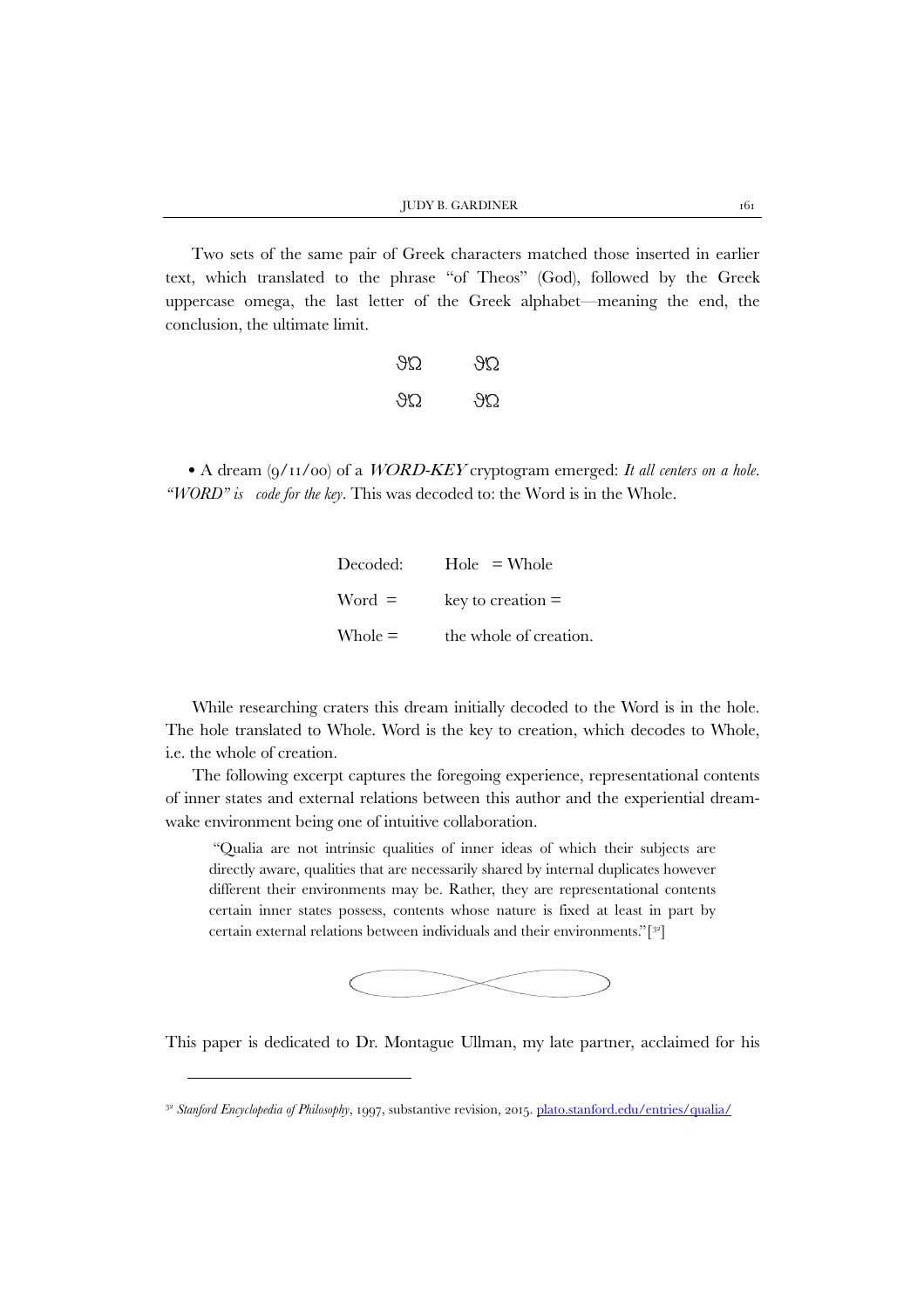Two sets of the same pair of Greek characters matched those inserted in earlier text, which translated to the phrase "of Theos" (God), followed by the Greek uppercase omega, the last letter of the Greek alphabet—meaning the end, the conclusion, the ultimate limit.

ϑΩ ϑΩ

ϑΩ ϑΩ

• A dream (9/11/00) of a *WORD-KEY* cryptogram emerged: *It all centers on a hole. "WORD" is code for the key*. This was decoded to: the Word is in the Whole.

| | |
|---|---|
| Decoded: | Hole = Whole |
| Word = | key to creation = |
| Whole = | the whole of creation. |

While researching craters this dream initially decoded to the Word is in the hole. The hole translated to Whole. Word is the key to creation, which decodes to Whole, i.e. the whole of creation.

The following excerpt captures the foregoing experience, representational contents of inner states and external relations between this author and the experiential dream-wake environment being one of intuitive collaboration.

> "Qualia are not intrinsic qualities of inner ideas of which their subjects are directly aware, qualities that are necessarily shared by internal duplicates however different their environments may be. Rather, they are representational contents certain inner states possess, contents whose nature is fixed at least in part by certain external relations between individuals and their environments."[32]

This paper is dedicated to Dr. Montague Ullman, my late partner, acclaimed for his

---

[32] *Stanford Encyclopedia of Philosophy*, 1997, substantive revision, 2015. plato.stanford.edu/entries/qualia/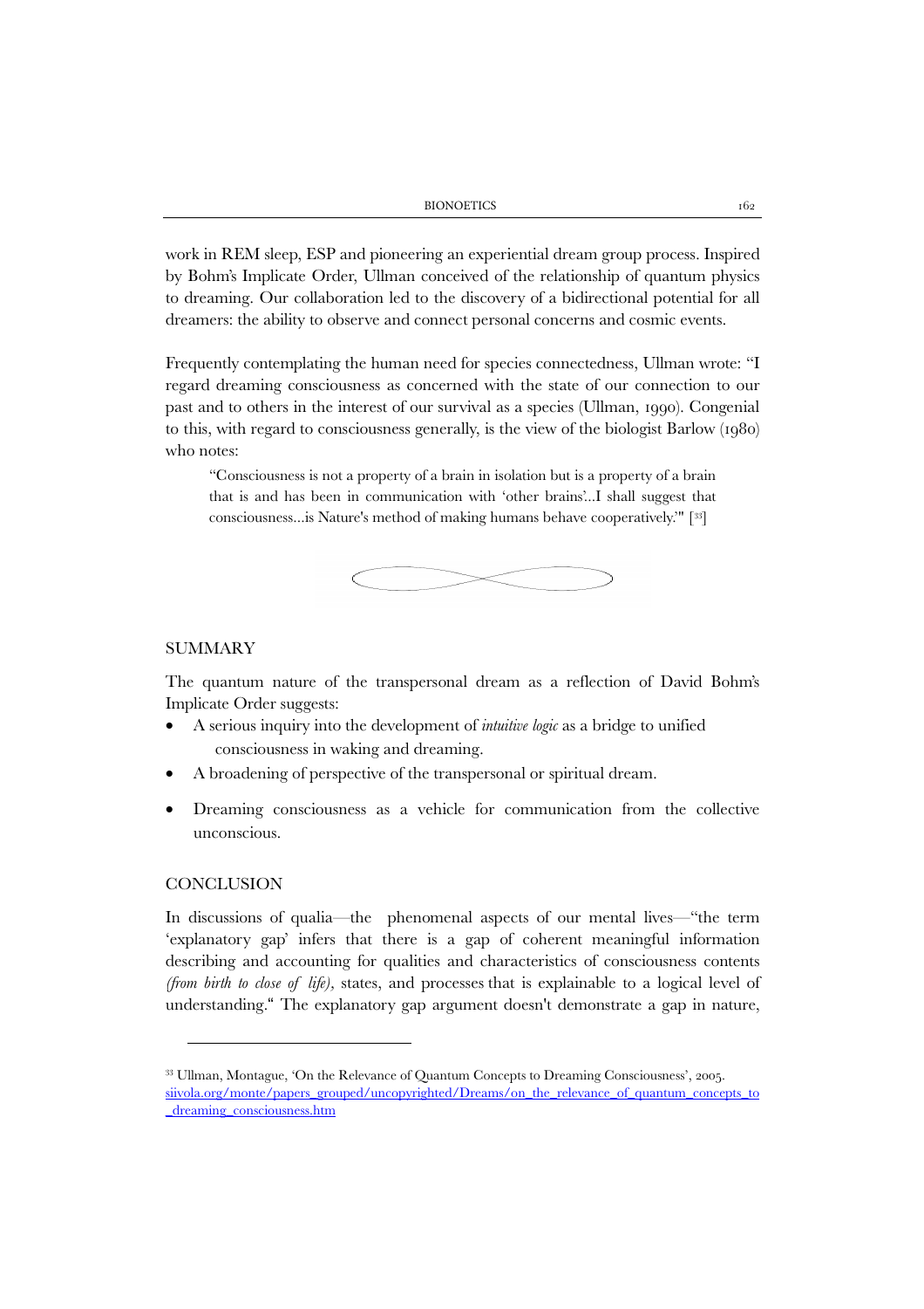work in REM sleep, ESP and pioneering an experiential dream group process. Inspired by Bohm's Implicate Order, Ullman conceived of the relationship of quantum physics to dreaming. Our collaboration led to the discovery of a bidirectional potential for all dreamers: the ability to observe and connect personal concerns and cosmic events.

Frequently contemplating the human need for species connectedness, Ullman wrote: "I regard dreaming consciousness as concerned with the state of our connection to our past and to others in the interest of our survival as a species (Ullman, 1990). Congenial to this, with regard to consciousness generally, is the view of the biologist Barlow (1980) who notes:

> "Consciousness is not a property of a brain in isolation but is a property of a brain that is and has been in communication with 'other brains'...I shall suggest that consciousness...is Nature's method of making humans behave cooperatively.'" [33]

## SUMMARY

The quantum nature of the transpersonal dream as a reflection of David Bohm's Implicate Order suggests:

- A serious inquiry into the development of *intuitive logic* as a bridge to unified consciousness in waking and dreaming.
- A broadening of perspective of the transpersonal or spiritual dream.
- Dreaming consciousness as a vehicle for communication from the collective unconscious.

## CONCLUSION

In discussions of qualia—the phenomenal aspects of our mental lives—"the term 'explanatory gap' infers that there is a gap of coherent meaningful information describing and accounting for qualities and characteristics of consciousness contents *(from birth to close of life)*, states, and processes that is explainable to a logical level of understanding." The explanatory gap argument doesn't demonstrate a gap in nature,

---

[33] Ullman, Montague, 'On the Relevance of Quantum Concepts to Dreaming Consciousness', 2005. siivola.org/monte/papers_grouped/uncopyrighted/Dreams/on_the_relevance_of_quantum_concepts_to_dreaming_consciousness.htm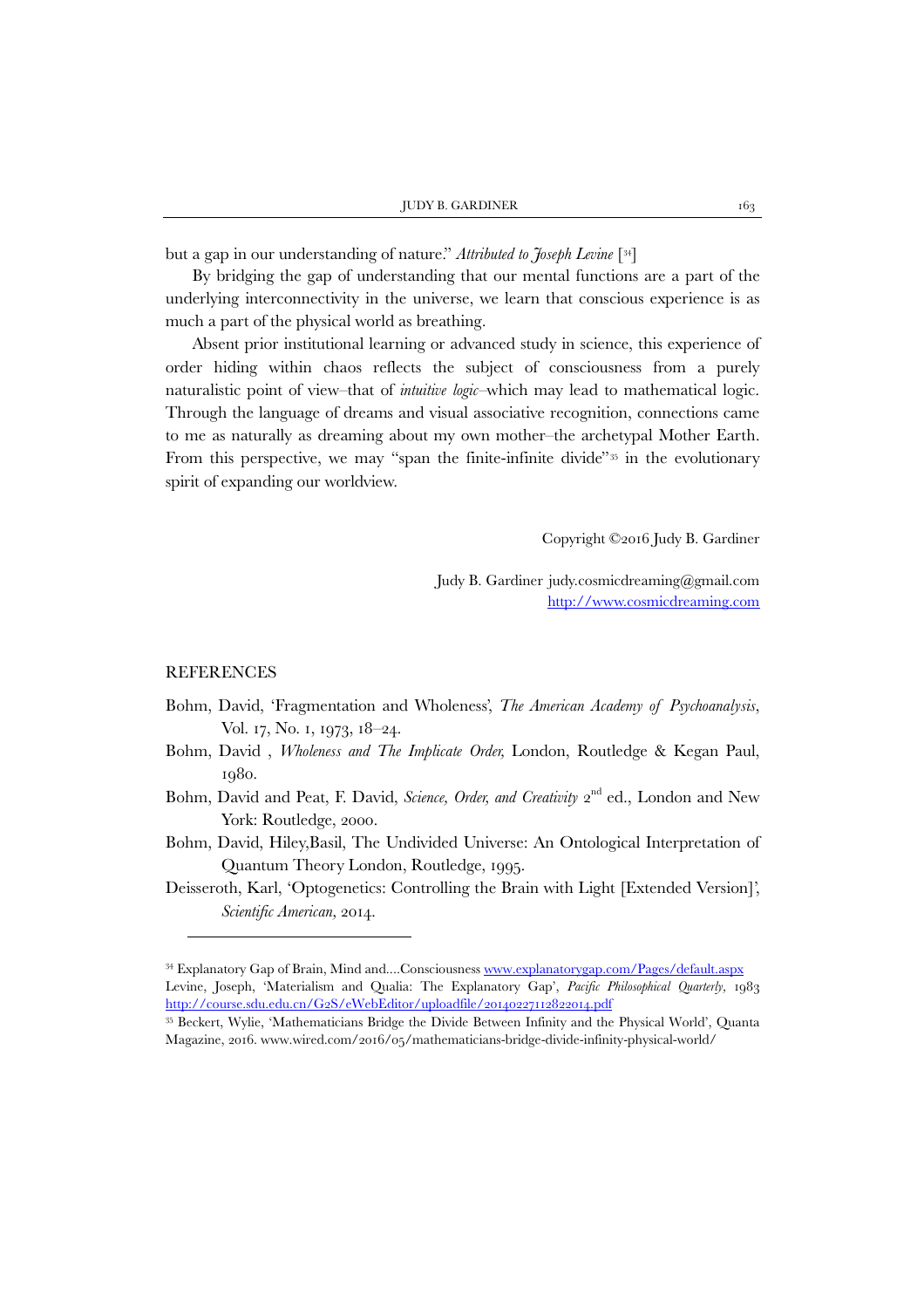but a gap in our understanding of nature." *Attributed to Joseph Levine* [34]

By bridging the gap of understanding that our mental functions are a part of the underlying interconnectivity in the universe, we learn that conscious experience is as much a part of the physical world as breathing.

Absent prior institutional learning or advanced study in science, this experience of order hiding within chaos reflects the subject of consciousness from a purely naturalistic point of view–that of *intuitive logic*–which may lead to mathematical logic. Through the language of dreams and visual associative recognition, connections came to me as naturally as dreaming about my own mother–the archetypal Mother Earth. From this perspective, we may "span the finite-infinite divide"[35] in the evolutionary spirit of expanding our worldview.

Copyright ©2016 Judy B. Gardiner

Judy B. Gardiner judy.cosmicdreaming@gmail.com
http://www.cosmicdreaming.com

## REFERENCES

Bohm, David, 'Fragmentation and Wholeness', *The American Academy of Psychoanalysis*, Vol. 17, No. 1, 1973, 18–24.

Bohm, David , *Wholeness and The Implicate Order,* London, Routledge & Kegan Paul, 1980.

Bohm, David and Peat, F. David, *Science, Order, and Creativity* 2nd ed., London and New York: Routledge, 2000.

Bohm, David, Hiley,Basil, The Undivided Universe: An Ontological Interpretation of Quantum Theory London, Routledge, 1995.

Deisseroth, Karl, 'Optogenetics: Controlling the Brain with Light [Extended Version]', *Scientific American,* 2014.

---

[34] Explanatory Gap of Brain, Mind and….Consciousness www.explanatorygap.com/Pages/default.aspx Levine, Joseph, 'Materialism and Qualia: The Explanatory Gap', *Pacific Philosophical Quarterly,* 1983 http://course.sdu.edu.cn/G2S/eWebEditor/uploadfile/20140227112822014.pdf

[35] Beckert, Wylie, 'Mathematicians Bridge the Divide Between Infinity and the Physical World', Quanta Magazine, 2016. www.wired.com/2016/05/mathematicians-bridge-divide-infinity-physical-world/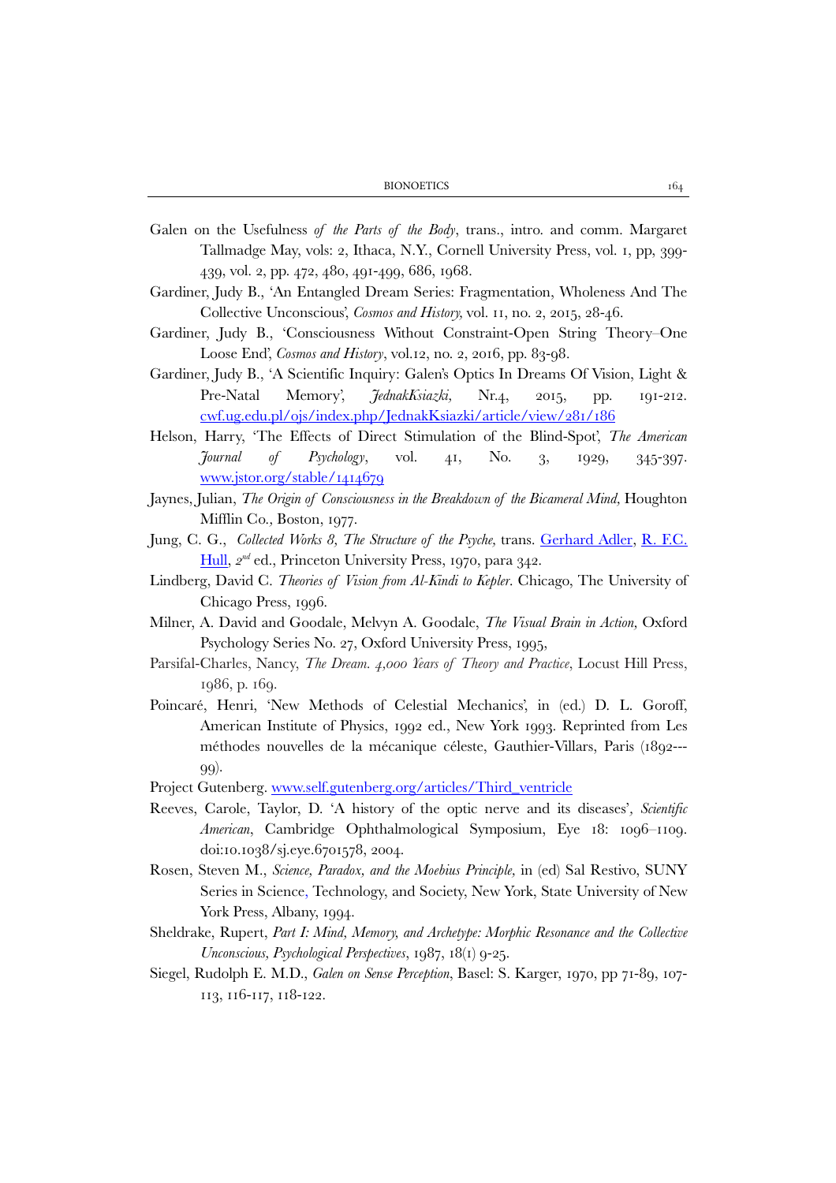Galen on the Usefulness *of the Parts of the Body*, trans., intro. and comm. Margaret Tallmadge May, vols: 2, Ithaca, N.Y., Cornell University Press, vol. 1, pp, 399-439, vol. 2, pp. 472, 480, 491-499, 686, 1968.

Gardiner, Judy B., 'An Entangled Dream Series: Fragmentation, Wholeness And The Collective Unconscious', *Cosmos and History,* vol. 11, no. 2, 2015, 28-46.

Gardiner, Judy B., 'Consciousness Without Constraint-Open String Theory–One Loose End', *Cosmos and History*, vol.12, no. 2, 2016, pp. 83-98.

Gardiner, Judy B., 'A Scientific Inquiry: Galen's Optics In Dreams Of Vision, Light & Pre-Natal Memory', *JednakKsiazki,* Nr.4, 2015, pp. 191-212. cwf.ug.edu.pl/ojs/index.php/JednakKsiazki/article/view/281/186

Helson, Harry, 'The Effects of Direct Stimulation of the Blind-Spot', *The American Journal of Psychology*, vol. 41, No. 3, 1929, 345-397. www.jstor.org/stable/1414679

Jaynes, Julian, *The Origin of Consciousness in the Breakdown of the Bicameral Mind,* Houghton Mifflin Co., Boston, 1977.

Jung, C. G., *Collected Works 8, The Structure of the Psyche,* trans. Gerhard Adler, R. F.C. Hull, 2nd ed., Princeton University Press, 1970, para 342.

Lindberg, David C. *Theories of Vision from Al-Kindi to Kepler*. Chicago, The University of Chicago Press, 1996.

Milner, A. David and Goodale, Melvyn A. Goodale, *The Visual Brain in Action,* Oxford Psychology Series No. 27, Oxford University Press, 1995,

Parsifal-Charles, Nancy, *The Dream. 4,000 Years of Theory and Practice*, Locust Hill Press, 1986, p. 169.

Poincaré, Henri, 'New Methods of Celestial Mechanics', in (ed.) D. L. Goroff, American Institute of Physics, 1992 ed., New York 1993. Reprinted from Les méthodes nouvelles de la mécanique céleste, Gauthier-Villars, Paris (1892---99).

Project Gutenberg. www.self.gutenberg.org/articles/Third_ventricle

Reeves, Carole, Taylor, D. 'A history of the optic nerve and its diseases', *Scientific American*, Cambridge Ophthalmological Symposium, Eye 18: 1096–1109. doi:10.1038/sj.eye.6701578, 2004.

Rosen, Steven M., *Science, Paradox, and the Moebius Principle,* in (ed) Sal Restivo, SUNY Series in Science, Technology, and Society, New York, State University of New York Press, Albany, 1994.

Sheldrake, Rupert, *Part I: Mind, Memory, and Archetype: Morphic Resonance and the Collective Unconscious, Psychological Perspectives*, 1987, 18(1) 9-25.

Siegel, Rudolph E. M.D., *Galen on Sense Perception*, Basel: S. Karger, 1970, pp 71-89, 107-113, 116-117, 118-122.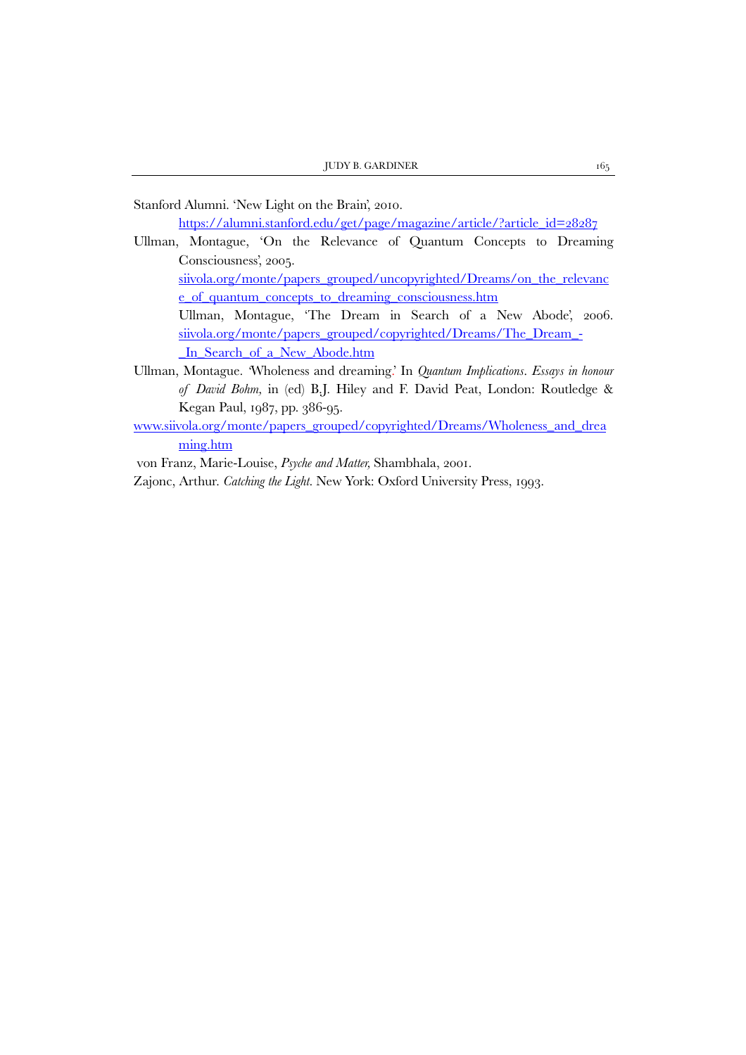Stanford Alumni. 'New Light on the Brain', 2010.
https://alumni.stanford.edu/get/page/magazine/article/?article_id=28287

Ullman, Montague, 'On the Relevance of Quantum Concepts to Dreaming Consciousness', 2005.
siivola.org/monte/papers_grouped/uncopyrighted/Dreams/on_the_relevance_of_quantum_concepts_to_dreaming_consciousness.htm
Ullman, Montague, 'The Dream in Search of a New Abode', 2006. siivola.org/monte/papers_grouped/copyrighted/Dreams/The_Dream_-_In_Search_of_a_New_Abode.htm

Ullman, Montague. 'Wholeness and dreaming.' In *Quantum Implications. Essays in honour of David Bohm,* in (ed) B.J. Hiley and F. David Peat, London: Routledge & Kegan Paul, 1987, pp. 386-95.
www.siivola.org/monte/papers_grouped/copyrighted/Dreams/Wholeness_and_dreaming.htm

von Franz, Marie-Louise, *Psyche and Matter,* Shambhala, 2001.

Zajonc, Arthur. *Catching the Light.* New York: Oxford University Press, 1993.